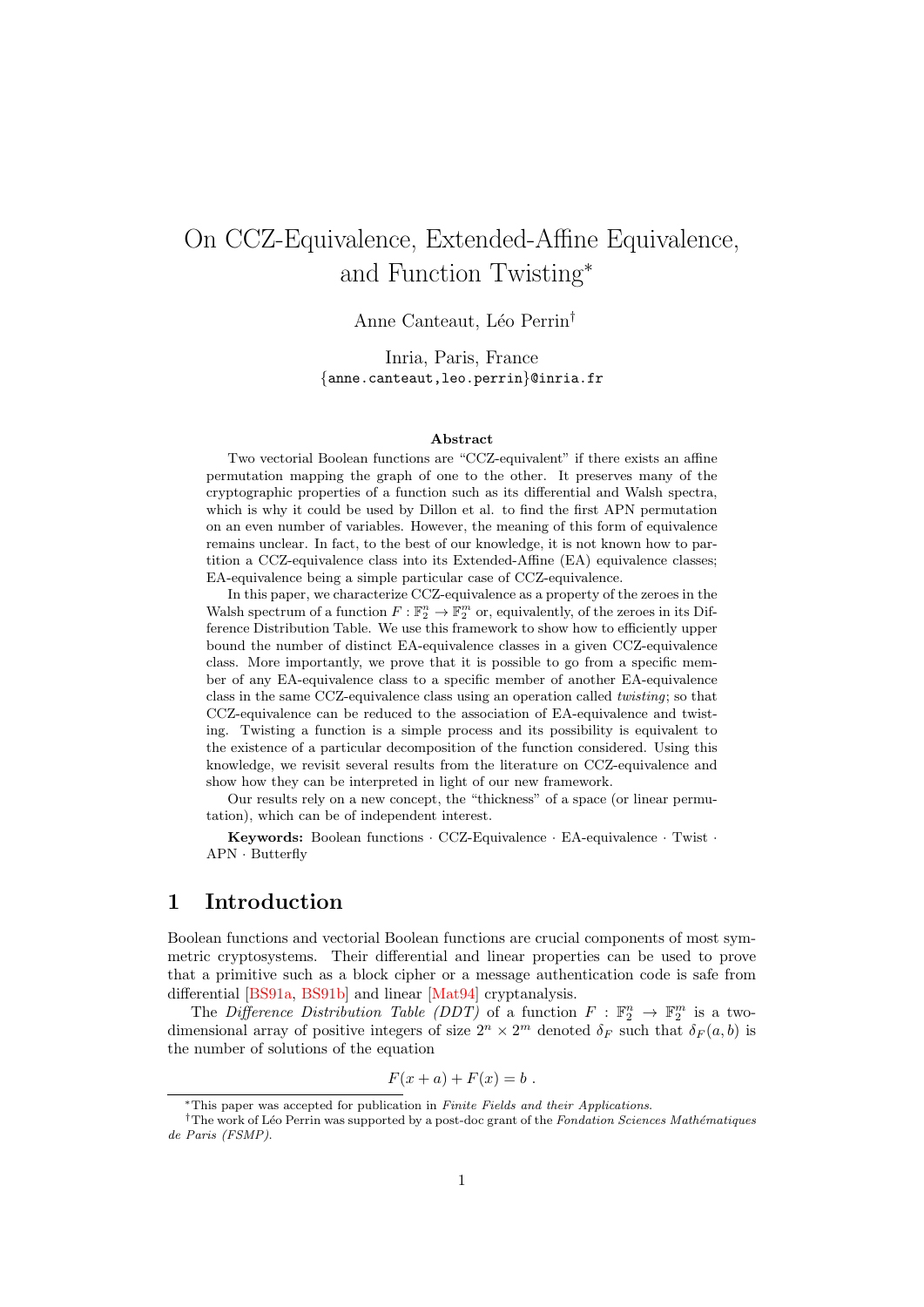# On CCZ-Equivalence, Extended-Affine Equivalence, and Function Twisting*

Anne Canteaut, Léo Perrin†

Inria, Paris, France
{anne.canteaut,leo.perrin}@inria.fr

### Abstract

Two vectorial Boolean functions are "CCZ-equivalent" if there exists an affine permutation mapping the graph of one to the other. It preserves many of the cryptographic properties of a function such as its differential and Walsh spectra, which is why it could be used by Dillon et al. to find the first APN permutation on an even number of variables. However, the meaning of this form of equivalence remains unclear. In fact, to the best of our knowledge, it is not known how to partition a CCZ-equivalence class into its Extended-Affine (EA) equivalence classes; EA-equivalence being a simple particular case of CCZ-equivalence.

In this paper, we characterize CCZ-equivalence as a property of the zeroes in the Walsh spectrum of a function $F : \mathbb{F}_2^n \to \mathbb{F}_2^m$ or, equivalently, of the zeroes in its Difference Distribution Table. We use this framework to show how to efficiently upper bound the number of distinct EA-equivalence classes in a given CCZ-equivalence class. More importantly, we prove that it is possible to go from a specific member of any EA-equivalence class to a specific member of another EA-equivalence class in the same CCZ-equivalence class using an operation called *twisting*; so that CCZ-equivalence can be reduced to the association of EA-equivalence and twisting. Twisting a function is a simple process and its possibility is equivalent to the existence of a particular decomposition of the function considered. Using this knowledge, we revisit several results from the literature on CCZ-equivalence and show how they can be interpreted in light of our new framework.

Our results rely on a new concept, the "thickness" of a space (or linear permutation), which can be of independent interest.

**Keywords:** Boolean functions · CCZ-Equivalence · EA-equivalence · Twist · APN · Butterfly

## 1 Introduction

Boolean functions and vectorial Boolean functions are crucial components of most symmetric cryptosystems. Their differential and linear properties can be used to prove that a primitive such as a block cipher or a message authentication code is safe from differential [BS91a, BS91b] and linear [Mat94] cryptanalysis.

The *Difference Distribution Table (DDT)* of a function $F : \mathbb{F}_2^n \to \mathbb{F}_2^m$ is a two-dimensional array of positive integers of size $2^n \times 2^m$ denoted $\delta_F$ such that $\delta_F(a, b)$ is the number of solutions of the equation

$$F(x + a) + F(x) = b\ .$$

*This paper was accepted for publication in *Finite Fields and their Applications*.

†The work of Léo Perrin was supported by a post-doc grant of the *Fondation Sciences Mathématiques de Paris (FSMP)*.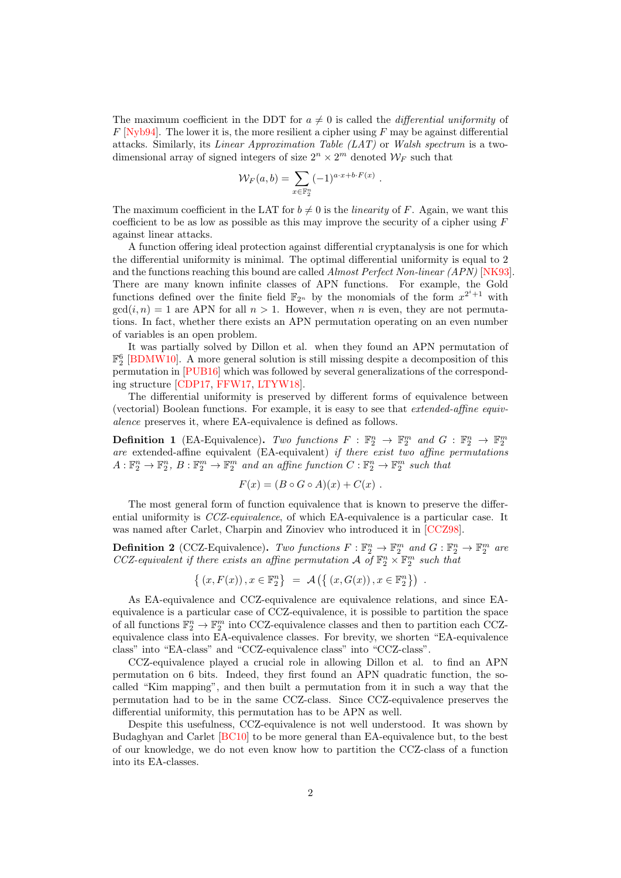The maximum coefficient in the DDT for $a \neq 0$ is called the *differential uniformity* of $F$ [Nyb94]. The lower it is, the more resilient a cipher using $F$ may be against differential attacks. Similarly, its *Linear Approximation Table (LAT)* or *Walsh spectrum* is a two-dimensional array of signed integers of size $2^n \times 2^m$ denoted $\mathcal{W}_F$ such that

$$\mathcal{W}_F(a, b) = \sum_{x \in \mathbb{F}_2^n} (-1)^{a \cdot x + b \cdot F(x)} \ .$$

The maximum coefficient in the LAT for $b \neq 0$ is the *linearity* of $F$. Again, we want this coefficient to be as low as possible as this may improve the security of a cipher using $F$ against linear attacks.

A function offering ideal protection against differential cryptanalysis is one for which the differential uniformity is minimal. The optimal differential uniformity is equal to 2 and the functions reaching this bound are called *Almost Perfect Non-linear (APN)* [NK93]. There are many known infinite classes of APN functions. For example, the Gold functions defined over the finite field $\mathbb{F}_{2^n}$ by the monomials of the form $x^{2^i+1}$ with $\gcd(i, n) = 1$ are APN for all $n > 1$. However, when $n$ is even, they are not permutations. In fact, whether there exists an APN permutation operating on an even number of variables is an open problem.

It was partially solved by Dillon et al. when they found an APN permutation of $\mathbb{F}_2^6$ [BDMW10]. A more general solution is still missing despite a decomposition of this permutation in [PUB16] which was followed by several generalizations of the corresponding structure [CDP17, FFW17, LTYW18].

The differential uniformity is preserved by different forms of equivalence between (vectorial) Boolean functions. For example, it is easy to see that *extended-affine equivalence* preserves it, where EA-equivalence is defined as follows.

**Definition 1** (EA-Equivalence)**.** *Two functions $F : \mathbb{F}_2^n \to \mathbb{F}_2^m$ and $G : \mathbb{F}_2^n \to \mathbb{F}_2^m$ are* extended-affine equivalent (EA-equivalent) *if there exist two affine permutations $A : \mathbb{F}_2^n \to \mathbb{F}_2^n$, $B : \mathbb{F}_2^m \to \mathbb{F}_2^m$ and an affine function $C : \mathbb{F}_2^n \to \mathbb{F}_2^m$ such that*

$$F(x) = (B \circ G \circ A)(x) + C(x) \ .$$

The most general form of function equivalence that is known to preserve the differential uniformity is *CCZ-equivalence*, of which EA-equivalence is a particular case. It was named after Carlet, Charpin and Zinoviev who introduced it in [CCZ98].

**Definition 2** (CCZ-Equivalence)**.** *Two functions $F : \mathbb{F}_2^n \to \mathbb{F}_2^m$ and $G : \mathbb{F}_2^n \to \mathbb{F}_2^m$ are CCZ-equivalent if there exists an affine permutation $\mathcal{A}$ of $\mathbb{F}_2^n \times \mathbb{F}_2^m$ such that*

$$\left\{ \left(x, F(x)\right), x \in \mathbb{F}_2^n \right\} \ = \ \mathcal{A}\left( \left\{ \left(x, G(x)\right), x \in \mathbb{F}_2^n \right\} \right) \ .$$

As EA-equivalence and CCZ-equivalence are equivalence relations, and since EA-equivalence is a particular case of CCZ-equivalence, it is possible to partition the space of all functions $\mathbb{F}_2^n \to \mathbb{F}_2^m$ into CCZ-equivalence classes and then to partition each CCZ-equivalence class into EA-equivalence classes. For brevity, we shorten "EA-equivalence class" into "EA-class" and "CCZ-equivalence class" into "CCZ-class".

CCZ-equivalence played a crucial role in allowing Dillon et al. to find an APN permutation on 6 bits. Indeed, they first found an APN quadratic function, the so-called "Kim mapping", and then built a permutation from it in such a way that the permutation had to be in the same CCZ-class. Since CCZ-equivalence preserves the differential uniformity, this permutation has to be APN as well.

Despite this usefulness, CCZ-equivalence is not well understood. It was shown by Budaghyan and Carlet [BC10] to be more general than EA-equivalence but, to the best of our knowledge, we do not even know how to partition the CCZ-class of a function into its EA-classes.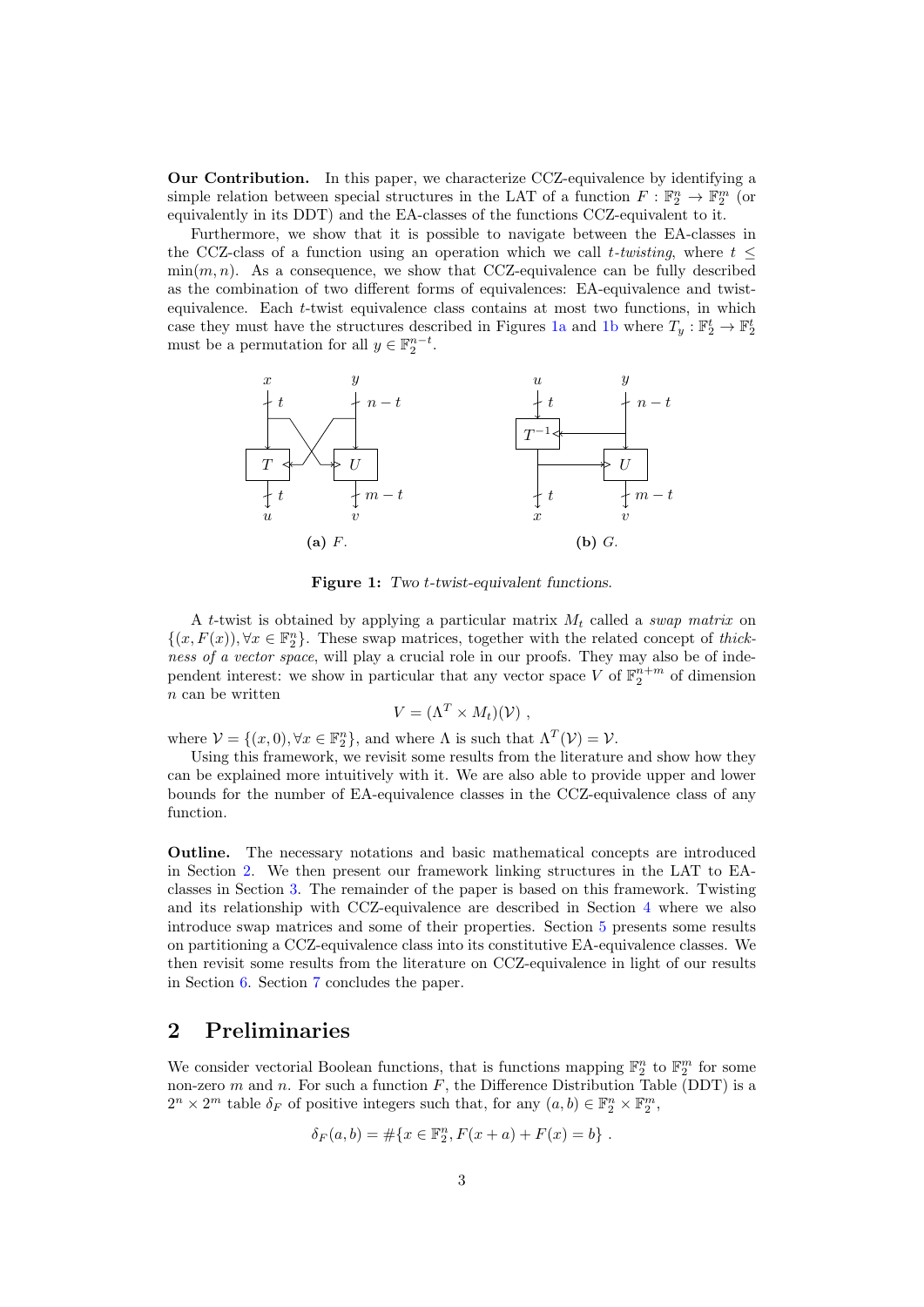**Our Contribution.** In this paper, we characterize CCZ-equivalence by identifying a simple relation between special structures in the LAT of a function $F : \mathbb{F}_2^n \to \mathbb{F}_2^m$ (or equivalently in its DDT) and the EA-classes of the functions CCZ-equivalent to it.

Furthermore, we show that it is possible to navigate between the EA-classes in the CCZ-class of a function using an operation which we call *t-twisting*, where $t \leq \min(m, n)$. As a consequence, we show that CCZ-equivalence can be fully described as the combination of two different forms of equivalences: EA-equivalence and twist-equivalence. Each $t$-twist equivalence class contains at most two functions, in which case they must have the structures described in Figures 1a and 1b where $T_y : \mathbb{F}_2^t \to \mathbb{F}_2^t$ must be a permutation for all $y \in \mathbb{F}_2^{n-t}$.

(a) $F$. (b) $G$.

**Figure 1:** *Two t-twist-equivalent functions.*

A $t$-twist is obtained by applying a particular matrix $M_t$ called a *swap matrix* on $\{(x, F(x)), \forall x \in \mathbb{F}_2^n\}$. These swap matrices, together with the related concept of *thickness of a vector space*, will play a crucial role in our proofs. They may also be of independent interest: we show in particular that any vector space $V$ of $\mathbb{F}_2^{n+m}$ of dimension $n$ can be written

$$V = (\Lambda^T \times M_t)(\mathcal{V}) ,$$

where $\mathcal{V} = \{(x, 0), \forall x \in \mathbb{F}_2^n\}$, and where $\Lambda$ is such that $\Lambda^T(\mathcal{V}) = \mathcal{V}$.

Using this framework, we revisit some results from the literature and show how they can be explained more intuitively with it. We are also able to provide upper and lower bounds for the number of EA-equivalence classes in the CCZ-equivalence class of any function.

**Outline.** The necessary notations and basic mathematical concepts are introduced in Section 2. We then present our framework linking structures in the LAT to EA-classes in Section 3. The remainder of the paper is based on this framework. Twisting and its relationship with CCZ-equivalence are described in Section 4 where we also introduce swap matrices and some of their properties. Section 5 presents some results on partitioning a CCZ-equivalence class into its constitutive EA-equivalence classes. We then revisit some results from the literature on CCZ-equivalence in light of our results in Section 6. Section 7 concludes the paper.

## 2 Preliminaries

We consider vectorial Boolean functions, that is functions mapping $\mathbb{F}_2^n$ to $\mathbb{F}_2^m$ for some non-zero $m$ and $n$. For such a function $F$, the Difference Distribution Table (DDT) is a $2^n \times 2^m$ table $\delta_F$ of positive integers such that, for any $(a, b) \in \mathbb{F}_2^n \times \mathbb{F}_2^m$,

$$\delta_F(a, b) = \#\{x \in \mathbb{F}_2^n, F(x + a) + F(x) = b\} .$$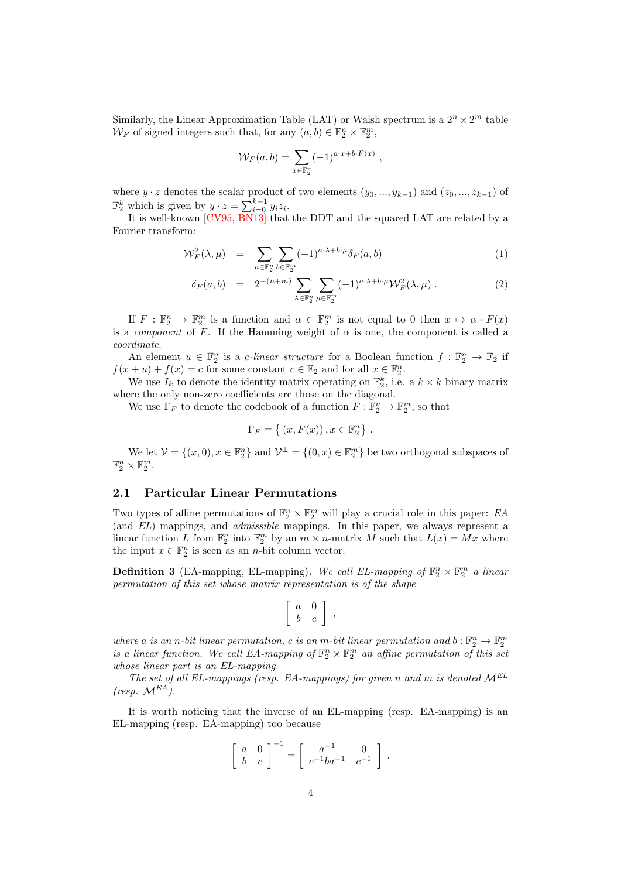Similarly, the Linear Approximation Table (LAT) or Walsh spectrum is a $2^n \times 2^m$ table $\mathcal{W}_F$ of signed integers such that, for any $(a, b) \in \mathbb{F}_2^n \times \mathbb{F}_2^m$,

$$\mathcal{W}_F(a, b) = \sum_{x \in \mathbb{F}_2^n} (-1)^{a \cdot x + b \cdot F(x)} ,$$

where $y \cdot z$ denotes the scalar product of two elements $(y_0, ..., y_{k-1})$ and $(z_0, ..., z_{k-1})$ of $\mathbb{F}_2^k$ which is given by $y \cdot z = \sum_{i=0}^{k-1} y_i z_i$.

It is well-known [CV95, BN13] that the DDT and the squared LAT are related by a Fourier transform:

$$\mathcal{W}_F^2(\lambda, \mu) = \sum_{a \in \mathbb{F}_2^n} \sum_{b \in \mathbb{F}_2^m} (-1)^{a \cdot \lambda + b \cdot \mu} \delta_F(a, b) \tag{1}$$

$$\delta_F(a, b) = 2^{-(n+m)} \sum_{\lambda \in \mathbb{F}_2^n} \sum_{\mu \in \mathbb{F}_2^m} (-1)^{a \cdot \lambda + b \cdot \mu} \mathcal{W}_F^2(\lambda, \mu) . \tag{2}$$

If $F : \mathbb{F}_2^n \to \mathbb{F}_2^m$ is a function and $\alpha \in \mathbb{F}_2^m$ is not equal to 0 then $x \mapsto \alpha \cdot F(x)$ is a *component* of $F$. If the Hamming weight of $\alpha$ is one, the component is called a *coordinate*.

An element $u \in \mathbb{F}_2^n$ is a *c-linear structure* for a Boolean function $f : \mathbb{F}_2^n \to \mathbb{F}_2$ if $f(x + u) + f(x) = c$ for some constant $c \in \mathbb{F}_2$ and for all $x \in \mathbb{F}_2^n$.

We use $I_k$ to denote the identity matrix operating on $\mathbb{F}_2^k$, i.e. a $k \times k$ binary matrix where the only non-zero coefficients are those on the diagonal.

We use $\Gamma_F$ to denote the codebook of a function $F : \mathbb{F}_2^n \to \mathbb{F}_2^m$, so that

$$\Gamma_F = \left\{ (x, F(x)), x \in \mathbb{F}_2^n \right\} .$$

We let $\mathcal{V} = \{(x, 0), x \in \mathbb{F}_2^n\}$ and $\mathcal{V}^\perp = \{(0, x) \in \mathbb{F}_2^m\}$ be two orthogonal subspaces of $\mathbb{F}_2^n \times \mathbb{F}_2^m$.

## 2.1 Particular Linear Permutations

Two types of affine permutations of $\mathbb{F}_2^n \times \mathbb{F}_2^m$ will play a crucial role in this paper: *EA* (and *EL*) mappings, and *admissible* mappings. In this paper, we always represent a linear function $L$ from $\mathbb{F}_2^n$ into $\mathbb{F}_2^m$ by an $m \times n$-matrix $M$ such that $L(x) = Mx$ where the input $x \in \mathbb{F}_2^n$ is seen as an $n$-bit column vector.

**Definition 3** (EA-mapping, EL-mapping)**.** *We call EL-mapping of $\mathbb{F}_2^n \times \mathbb{F}_2^m$ a linear permutation of this set whose matrix representation is of the shape*

$$\begin{bmatrix} a & 0 \\ b & c \end{bmatrix} ,$$

*where $a$ is an $n$-bit linear permutation, $c$ is an $m$-bit linear permutation and $b : \mathbb{F}_2^n \to \mathbb{F}_2^m$ is a linear function. We call EA-mapping of $\mathbb{F}_2^n \times \mathbb{F}_2^m$ an affine permutation of this set whose linear part is an EL-mapping.*

*The set of all EL-mappings (resp. EA-mappings) for given $n$ and $m$ is denoted $\mathcal{M}^{EL}$ (resp. $\mathcal{M}^{EA}$).*

It is worth noticing that the inverse of an EL-mapping (resp. EA-mapping) is an EL-mapping (resp. EA-mapping) too because

$$\begin{bmatrix} a & 0 \\ b & c \end{bmatrix}^{-1} = \begin{bmatrix} a^{-1} & 0 \\ c^{-1}ba^{-1} & c^{-1} \end{bmatrix} .$$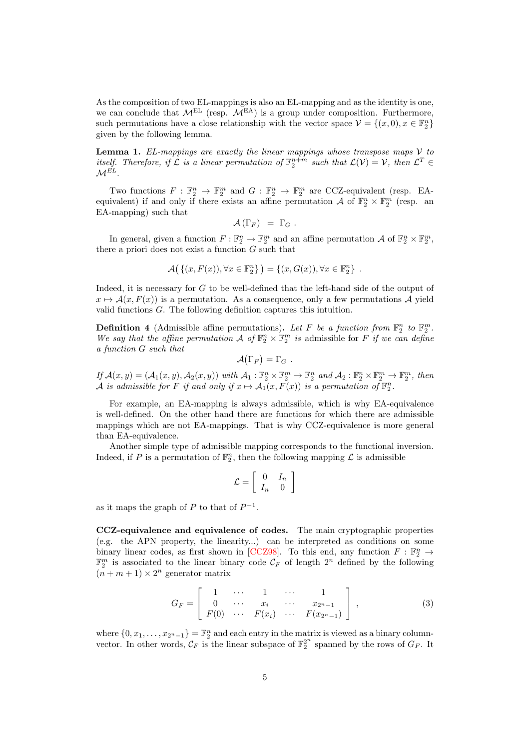As the composition of two EL-mappings is also an EL-mapping and as the identity is one, we can conclude that $\mathcal{M}^{\text{EL}}$ (resp. $\mathcal{M}^{\text{EA}}$) is a group under composition. Furthermore, such permutations have a close relationship with the vector space $\mathcal{V} = \{(x,0), x \in \mathbb{F}_2^n\}$ given by the following lemma.

**Lemma 1.** *EL-mappings are exactly the linear mappings whose transpose maps $\mathcal{V}$ to itself. Therefore, if $\mathcal{L}$ is a linear permutation of $\mathbb{F}_2^{n+m}$ such that $\mathcal{L}(\mathcal{V}) = \mathcal{V}$, then $\mathcal{L}^T \in \mathcal{M}^{EL}$.*

Two functions $F : \mathbb{F}_2^n \to \mathbb{F}_2^m$ and $G : \mathbb{F}_2^n \to \mathbb{F}_2^m$ are CCZ-equivalent (resp. EA-equivalent) if and only if there exists an affine permutation $\mathcal{A}$ of $\mathbb{F}_2^n \times \mathbb{F}_2^m$ (resp. an EA-mapping) such that

$$\mathcal{A}\left(\Gamma_F\right) \ = \ \Gamma_G \ .$$

In general, given a function $F : \mathbb{F}_2^n \to \mathbb{F}_2^m$ and an affine permutation $\mathcal{A}$ of $\mathbb{F}_2^n \times \mathbb{F}_2^m$, there a priori does not exist a function $G$ such that

$$\mathcal{A}\big(\{(x, F(x)), \forall x \in \mathbb{F}_2^n\}\big) = \{(x, G(x)), \forall x \in \mathbb{F}_2^n\} \ .$$

Indeed, it is necessary for $G$ to be well-defined that the left-hand side of the output of $x \mapsto \mathcal{A}(x, F(x))$ is a permutation. As a consequence, only a few permutations $\mathcal{A}$ yield valid functions $G$. The following definition captures this intuition.

**Definition 4** (Admissible affine permutations)**.** *Let $F$ be a function from $\mathbb{F}_2^n$ to $\mathbb{F}_2^m$. We say that the affine permutation $\mathcal{A}$ of $\mathbb{F}_2^n \times \mathbb{F}_2^m$ is* admissible *for $F$ if we can define a function $G$ such that*

$$\mathcal{A}(\Gamma_F) = \Gamma_G \ .$$

*If $\mathcal{A}(x,y) = (\mathcal{A}_1(x,y), \mathcal{A}_2(x,y))$ with $\mathcal{A}_1 : \mathbb{F}_2^n \times \mathbb{F}_2^m \to \mathbb{F}_2^n$ and $\mathcal{A}_2 : \mathbb{F}_2^n \times \mathbb{F}_2^m \to \mathbb{F}_2^m$, then $\mathcal{A}$ is admissible for $F$ if and only if $x \mapsto \mathcal{A}_1(x, F(x))$ is a permutation of $\mathbb{F}_2^n$.*

For example, an EA-mapping is always admissible, which is why EA-equivalence is well-defined. On the other hand there are functions for which there are admissible mappings which are not EA-mappings. That is why CCZ-equivalence is more general than EA-equivalence.

Another simple type of admissible mapping corresponds to the functional inversion. Indeed, if $P$ is a permutation of $\mathbb{F}_2^n$, then the following mapping $\mathcal{L}$ is admissible

$$\mathcal{L} = \begin{bmatrix} 0 & I_n \\ I_n & 0 \end{bmatrix}$$

as it maps the graph of $P$ to that of $P^{-1}$.

**CCZ-equivalence and equivalence of codes.** The main cryptographic properties (e.g. the APN property, the linearity...) can be interpreted as conditions on some binary linear codes, as first shown in [CCZ98]. To this end, any function $F : \mathbb{F}_2^n \to \mathbb{F}_2^m$ is associated to the linear binary code $\mathcal{C}_F$ of length $2^n$ defined by the following $(n+m+1) \times 2^n$ generator matrix

$$G_F = \begin{bmatrix} 1 & \cdots & 1 & \cdots & 1 \\ 0 & \cdots & x_i & \cdots & x_{2^n-1} \\ F(0) & \cdots & F(x_i) & \cdots & F(x_{2^n-1}) \end{bmatrix} , \tag{3}$$

where $\{0, x_1, \dots, x_{2^n-1}\} = \mathbb{F}_2^n$ and each entry in the matrix is viewed as a binary column-vector. In other words, $\mathcal{C}_F$ is the linear subspace of $\mathbb{F}_2^{2^n}$ spanned by the rows of $G_F$. It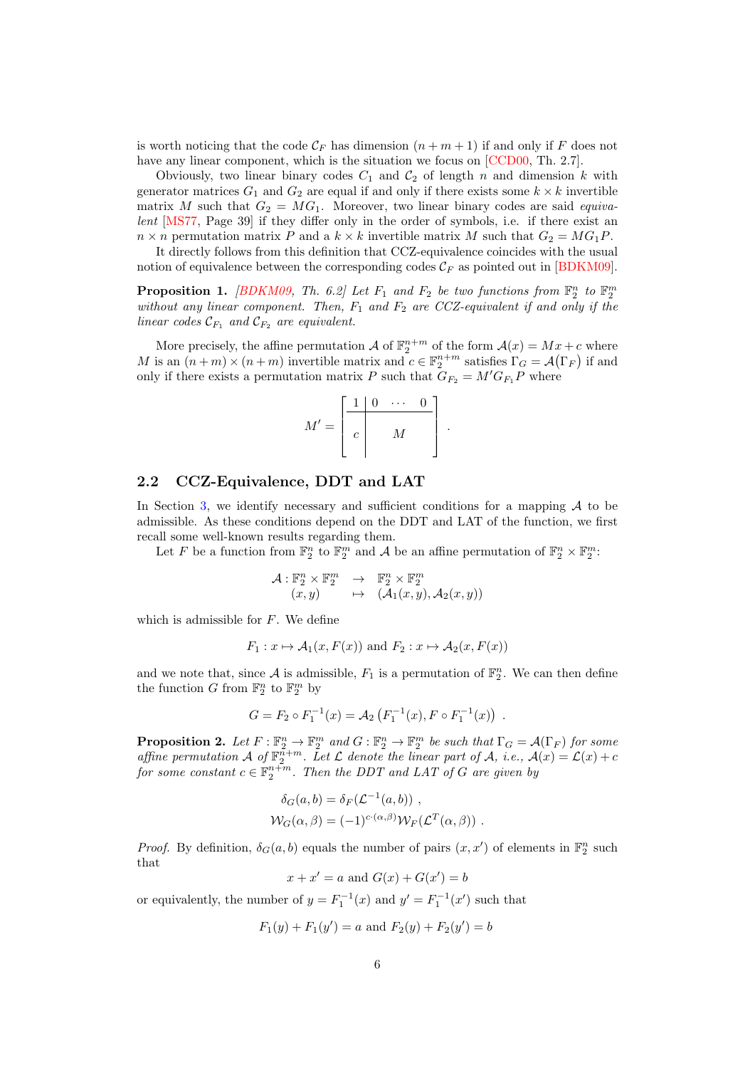is worth noticing that the code $\mathcal{C}_F$ has dimension $(n+m+1)$ if and only if $F$ does not have any linear component, which is the situation we focus on [CCD00, Th. 2.7].

Obviously, two linear binary codes $C_1$ and $C_2$ of length $n$ and dimension $k$ with generator matrices $G_1$ and $G_2$ are equal if and only if there exists some $k \times k$ invertible matrix $M$ such that $G_2 = MG_1$. Moreover, two linear binary codes are said *equivalent* [MS77, Page 39] if they differ only in the order of symbols, i.e. if there exist an $n \times n$ permutation matrix $P$ and a $k \times k$ invertible matrix $M$ such that $G_2 = MG_1P$.

It directly follows from this definition that CCZ-equivalence coincides with the usual notion of equivalence between the corresponding codes $\mathcal{C}_F$ as pointed out in [BDKM09].

**Proposition 1.** *[BDKM09, Th. 6.2] Let $F_1$ and $F_2$ be two functions from $\mathbb{F}_2^n$ to $\mathbb{F}_2^m$ without any linear component. Then, $F_1$ and $F_2$ are CCZ-equivalent if and only if the linear codes $\mathcal{C}_{F_1}$ and $\mathcal{C}_{F_2}$ are equivalent.*

More precisely, the affine permutation $\mathcal{A}$ of $\mathbb{F}_2^{n+m}$ of the form $\mathcal{A}(x) = Mx + c$ where $M$ is an $(n+m) \times (n+m)$ invertible matrix and $c \in \mathbb{F}_2^{n+m}$ satisfies $\Gamma_G = \mathcal{A}(\Gamma_F)$ if and only if there exists a permutation matrix $P$ such that $G_{F_2} = M' G_{F_1} P$ where

$$M' = \left[\begin{array}{c|ccc} 1 & 0 & \cdots & 0 \\ \hline c & & M & \end{array}\right] .$$

## 2.2 CCZ-Equivalence, DDT and LAT

In Section 3, we identify necessary and sufficient conditions for a mapping $\mathcal{A}$ to be admissible. As these conditions depend on the DDT and LAT of the function, we first recall some well-known results regarding them.

Let $F$ be a function from $\mathbb{F}_2^n$ to $\mathbb{F}_2^m$ and $\mathcal{A}$ be an affine permutation of $\mathbb{F}_2^n \times \mathbb{F}_2^m$:

$$\begin{array}{rcl} \mathcal{A} : \mathbb{F}_2^n \times \mathbb{F}_2^m & \rightarrow & \mathbb{F}_2^n \times \mathbb{F}_2^m \\ (x, y) & \mapsto & (\mathcal{A}_1(x, y), \mathcal{A}_2(x, y)) \end{array}$$

which is admissible for $F$. We define

$$F_1 : x \mapsto \mathcal{A}_1(x, F(x)) \text{ and } F_2 : x \mapsto \mathcal{A}_2(x, F(x))$$

and we note that, since $\mathcal{A}$ is admissible, $F_1$ is a permutation of $\mathbb{F}_2^n$. We can then define the function $G$ from $\mathbb{F}_2^n$ to $\mathbb{F}_2^m$ by

$$G = F_2 \circ F_1^{-1}(x) = \mathcal{A}_2\left(F_1^{-1}(x), F \circ F_1^{-1}(x)\right) .$$

**Proposition 2.** *Let $F : \mathbb{F}_2^n \rightarrow \mathbb{F}_2^m$ and $G : \mathbb{F}_2^n \rightarrow \mathbb{F}_2^m$ be such that $\Gamma_G = \mathcal{A}(\Gamma_F)$ for some affine permutation $\mathcal{A}$ of $\mathbb{F}_2^{n+m}$. Let $\mathcal{L}$ denote the linear part of $\mathcal{A}$, i.e., $\mathcal{A}(x) = \mathcal{L}(x) + c$ for some constant $c \in \mathbb{F}_2^{n+m}$. Then the DDT and LAT of $G$ are given by*

$$\delta_G(a, b) = \delta_F(\mathcal{L}^{-1}(a, b)) ,$$
$$\mathcal{W}_G(\alpha, \beta) = (-1)^{c \cdot (\alpha, \beta)} \mathcal{W}_F(\mathcal{L}^T(\alpha, \beta)) .$$

*Proof.* By definition, $\delta_G(a, b)$ equals the number of pairs $(x, x')$ of elements in $\mathbb{F}_2^n$ such that

$$x + x' = a \text{ and } G(x) + G(x') = b$$

or equivalently, the number of $y = F_1^{-1}(x)$ and $y' = F_1^{-1}(x')$ such that

$$F_1(y) + F_1(y') = a \text{ and } F_2(y) + F_2(y') = b$$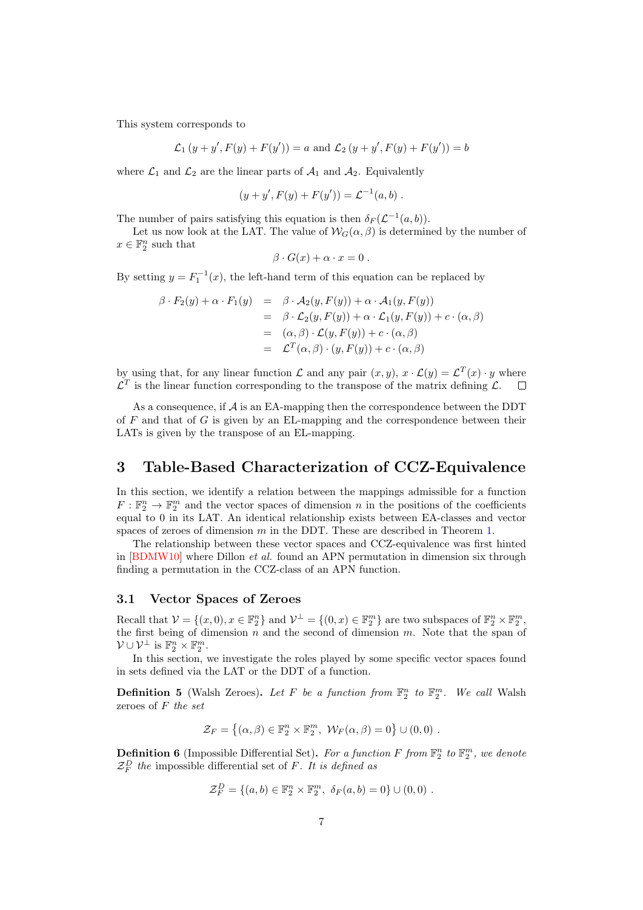This system corresponds to

$$\mathcal{L}_1\left(y+y', F(y)+F(y')\right) = a \text{ and } \mathcal{L}_2\left(y+y', F(y)+F(y')\right) = b$$

where $\mathcal{L}_1$ and $\mathcal{L}_2$ are the linear parts of $\mathcal{A}_1$ and $\mathcal{A}_2$. Equivalently

$$(y+y', F(y)+F(y')) = \mathcal{L}^{-1}(a,b)\ .$$

The number of pairs satisfying this equation is then $\delta_F(\mathcal{L}^{-1}(a,b))$.

Let us now look at the LAT. The value of $\mathcal{W}_G(\alpha,\beta)$ is determined by the number of $x \in \mathbb{F}_2^n$ such that

$$\beta \cdot G(x) + \alpha \cdot x = 0\ .$$

By setting $y = F_1^{-1}(x)$, the left-hand term of this equation can be replaced by

$$\begin{aligned}
\beta \cdot F_2(y) + \alpha \cdot F_1(y) &= \beta \cdot \mathcal{A}_2(y, F(y)) + \alpha \cdot \mathcal{A}_1(y, F(y)) \\
&= \beta \cdot \mathcal{L}_2(y, F(y)) + \alpha \cdot \mathcal{L}_1(y, F(y)) + c \cdot (\alpha, \beta) \\
&= (\alpha, \beta) \cdot \mathcal{L}(y, F(y)) + c \cdot (\alpha, \beta) \\
&= \mathcal{L}^T(\alpha, \beta) \cdot (y, F(y)) + c \cdot (\alpha, \beta)
\end{aligned}$$

by using that, for any linear function $\mathcal{L}$ and any pair $(x,y)$, $x \cdot \mathcal{L}(y) = \mathcal{L}^T(x) \cdot y$ where $\mathcal{L}^T$ is the linear function corresponding to the transpose of the matrix defining $\mathcal{L}$. □

As a consequence, if $\mathcal{A}$ is an EA-mapping then the correspondence between the DDT of $F$ and that of $G$ is given by an EL-mapping and the correspondence between their LATs is given by the transpose of an EL-mapping.

# 3 Table-Based Characterization of CCZ-Equivalence

In this section, we identify a relation between the mappings admissible for a function $F : \mathbb{F}_2^n \to \mathbb{F}_2^m$ and the vector spaces of dimension $n$ in the positions of the coefficients equal to 0 in its LAT. An identical relationship exists between EA-classes and vector spaces of zeroes of dimension $m$ in the DDT. These are described in Theorem 1.

The relationship between these vector spaces and CCZ-equivalence was first hinted in [BDMW10] where Dillon *et al.* found an APN permutation in dimension six through finding a permutation in the CCZ-class of an APN function.

## 3.1 Vector Spaces of Zeroes

Recall that $\mathcal{V} = \{(x,0), x \in \mathbb{F}_2^n\}$ and $\mathcal{V}^\perp = \{(0,x) \in \mathbb{F}_2^m\}$ are two subspaces of $\mathbb{F}_2^n \times \mathbb{F}_2^m$, the first being of dimension $n$ and the second of dimension $m$. Note that the span of $\mathcal{V} \cup \mathcal{V}^\perp$ is $\mathbb{F}_2^n \times \mathbb{F}_2^m$.

In this section, we investigate the roles played by some specific vector spaces found in sets defined via the LAT or the DDT of a function.

**Definition 5** (Walsh Zeroes)**.** *Let $F$ be a function from $\mathbb{F}_2^n$ to $\mathbb{F}_2^m$. We call* Walsh zeroes *of $F$ the set*

$$\mathcal{Z}_F = \left\{(\alpha,\beta) \in \mathbb{F}_2^n \times \mathbb{F}_2^m,\ \mathcal{W}_F(\alpha,\beta) = 0\right\} \cup (0,0)\ .$$

**Definition 6** (Impossible Differential Set)**.** *For a function $F$ from $\mathbb{F}_2^n$ to $\mathbb{F}_2^m$, we denote $\mathcal{Z}_F^D$ the* impossible differential set *of $F$. It is defined as*

$$\mathcal{Z}_F^D = \{(a,b) \in \mathbb{F}_2^n \times \mathbb{F}_2^m,\ \delta_F(a,b) = 0\} \cup (0,0)\ .$$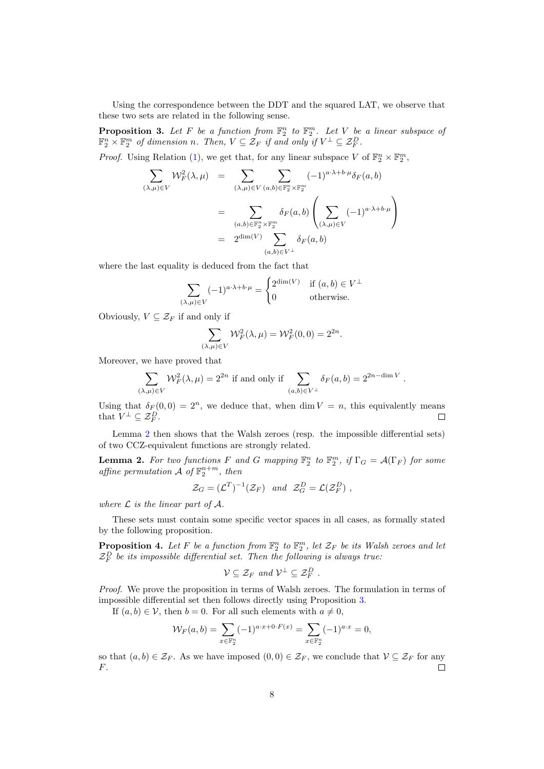Using the correspondence between the DDT and the squared LAT, we observe that these two sets are related in the following sense.

**Proposition 3.** *Let $F$ be a function from $\mathbb{F}_2^n$ to $\mathbb{F}_2^m$. Let $V$ be a linear subspace of $\mathbb{F}_2^n \times \mathbb{F}_2^m$ of dimension $n$. Then, $V \subseteq \mathcal{Z}_F$ if and only if $V^\perp \subseteq \mathcal{Z}_F^D$.*

*Proof.* Using Relation (1), we get that, for any linear subspace $V$ of $\mathbb{F}_2^n \times \mathbb{F}_2^m$,

$$\begin{aligned}
\sum_{(\lambda,\mu)\in V} \mathcal{W}_F^2(\lambda,\mu) &= \sum_{(\lambda,\mu)\in V} \sum_{(a,b)\in \mathbb{F}_2^n \times \mathbb{F}_2^m} (-1)^{a\cdot\lambda + b\cdot\mu} \delta_F(a,b) \\
&= \sum_{(a,b)\in \mathbb{F}_2^n \times \mathbb{F}_2^m} \delta_F(a,b) \left( \sum_{(\lambda,\mu)\in V} (-1)^{a\cdot\lambda + b\cdot\mu} \right) \\
&= 2^{\dim(V)} \sum_{(a,b)\in V^\perp} \delta_F(a,b)
\end{aligned}$$

where the last equality is deduced from the fact that

$$\sum_{(\lambda,\mu)\in V} (-1)^{a\cdot\lambda + b\cdot\mu} = \begin{cases} 2^{\dim(V)} & \text{if } (a,b) \in V^\perp \\ 0 & \text{otherwise.} \end{cases}$$

Obviously, $V \subseteq \mathcal{Z}_F$ if and only if

$$\sum_{(\lambda,\mu)\in V} \mathcal{W}_F^2(\lambda,\mu) = \mathcal{W}_F^2(0,0) = 2^{2n}.$$

Moreover, we have proved that

$$\sum_{(\lambda,\mu)\in V} \mathcal{W}_F^2(\lambda,\mu) = 2^{2n} \text{ if and only if } \sum_{(a,b)\in V^\perp} \delta_F(a,b) = 2^{2n-\dim V}.$$

Using that $\delta_F(0,0) = 2^n$, we deduce that, when $\dim V = n$, this equivalently means that $V^\perp \subseteq \mathcal{Z}_F^D$. $\square$

Lemma 2 then shows that the Walsh zeroes (resp. the impossible differential sets) of two CCZ-equivalent functions are strongly related.

**Lemma 2.** *For two functions $F$ and $G$ mapping $\mathbb{F}_2^n$ to $\mathbb{F}_2^m$, if $\Gamma_G = \mathcal{A}(\Gamma_F)$ for some affine permutation $\mathcal{A}$ of $\mathbb{F}_2^{n+m}$, then*

$$\mathcal{Z}_G = (\mathcal{L}^T)^{-1}(\mathcal{Z}_F) \quad \text{and} \quad \mathcal{Z}_G^D = \mathcal{L}(\mathcal{Z}_F^D),$$

*where $\mathcal{L}$ is the linear part of $\mathcal{A}$.*

These sets must contain some specific vector spaces in all cases, as formally stated by the following proposition.

**Proposition 4.** *Let $F$ be a function from $\mathbb{F}_2^n$ to $\mathbb{F}_2^m$, let $\mathcal{Z}_F$ be its Walsh zeroes and let $\mathcal{Z}_F^D$ be its impossible differential set. Then the following is always true:*

$$\mathcal{V} \subseteq \mathcal{Z}_F \text{ and } \mathcal{V}^\perp \subseteq \mathcal{Z}_F^D.$$

*Proof.* We prove the proposition in terms of Walsh zeroes. The formulation in terms of impossible differential set then follows directly using Proposition 3.

If $(a,b) \in \mathcal{V}$, then $b = 0$. For all such elements with $a \neq 0$,

$$\mathcal{W}_F(a,b) = \sum_{x\in\mathbb{F}_2^n} (-1)^{a\cdot x + 0\cdot F(x)} = \sum_{x\in\mathbb{F}_2^n} (-1)^{a\cdot x} = 0,$$

so that $(a,b) \in \mathcal{Z}_F$. As we have imposed $(0,0) \in \mathcal{Z}_F$, we conclude that $\mathcal{V} \subseteq \mathcal{Z}_F$ for any $F$. $\square$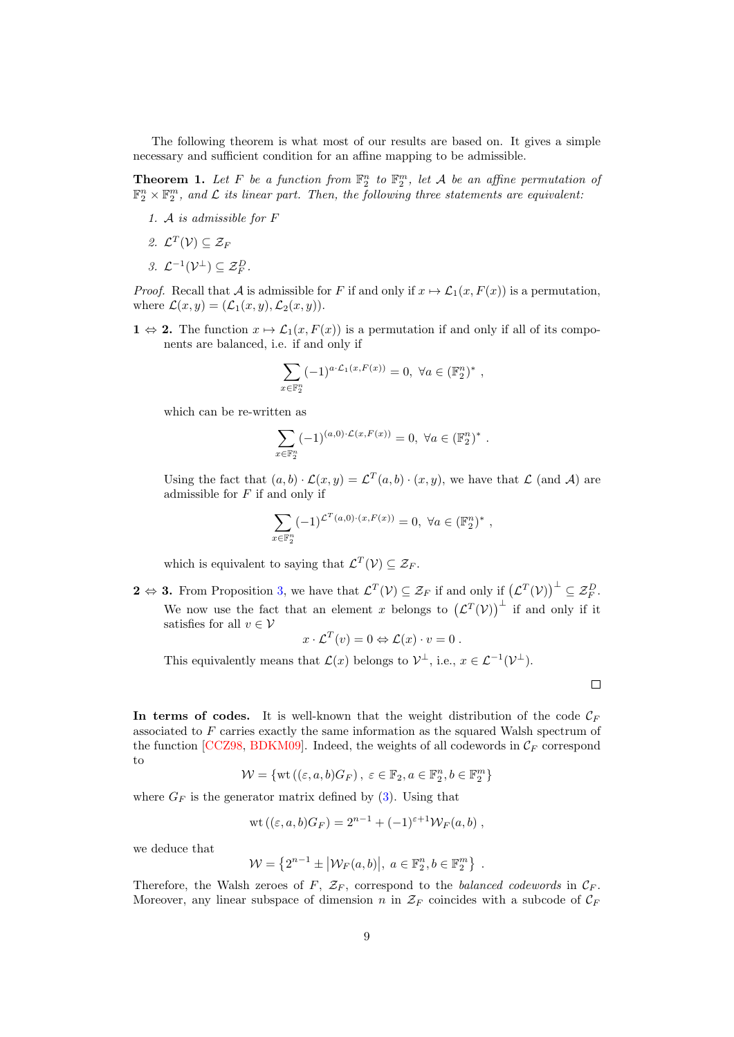The following theorem is what most of our results are based on. It gives a simple necessary and sufficient condition for an affine mapping to be admissible.

**Theorem 1.** *Let $F$ be a function from $\mathbb{F}_2^n$ to $\mathbb{F}_2^m$, let $\mathcal{A}$ be an affine permutation of $\mathbb{F}_2^n \times \mathbb{F}_2^m$, and $\mathcal{L}$ its linear part. Then, the following three statements are equivalent:*

1. *$\mathcal{A}$ is admissible for $F$*
2. *$\mathcal{L}^T(\mathcal{V}) \subseteq \mathcal{Z}_F$*
3. *$\mathcal{L}^{-1}(\mathcal{V}^\perp) \subseteq \mathcal{Z}_F^D$.*

*Proof.* Recall that $\mathcal{A}$ is admissible for $F$ if and only if $x \mapsto \mathcal{L}_1(x, F(x))$ is a permutation, where $\mathcal{L}(x, y) = (\mathcal{L}_1(x, y), \mathcal{L}_2(x, y))$.

**1 $\Leftrightarrow$ 2.** The function $x \mapsto \mathcal{L}_1(x, F(x))$ is a permutation if and only if all of its components are balanced, i.e. if and only if

$$\sum_{x \in \mathbb{F}_2^n} (-1)^{a \cdot \mathcal{L}_1(x, F(x))} = 0, \ \forall a \in (\mathbb{F}_2^n)^* \ ,$$

which can be re-written as

$$\sum_{x \in \mathbb{F}_2^n} (-1)^{(a,0) \cdot \mathcal{L}(x, F(x))} = 0, \ \forall a \in (\mathbb{F}_2^n)^* \ .$$

Using the fact that $(a, b) \cdot \mathcal{L}(x, y) = \mathcal{L}^T(a, b) \cdot (x, y)$, we have that $\mathcal{L}$ (and $\mathcal{A}$) are admissible for $F$ if and only if

$$\sum_{x \in \mathbb{F}_2^n} (-1)^{\mathcal{L}^T(a,0) \cdot (x, F(x))} = 0, \ \forall a \in (\mathbb{F}_2^n)^* \ ,$$

which is equivalent to saying that $\mathcal{L}^T(\mathcal{V}) \subseteq \mathcal{Z}_F$.

**2 $\Leftrightarrow$ 3.** From Proposition 3, we have that $\mathcal{L}^T(\mathcal{V}) \subseteq \mathcal{Z}_F$ if and only if $\left(\mathcal{L}^T(\mathcal{V})\right)^\perp \subseteq \mathcal{Z}_F^D$. We now use the fact that an element $x$ belongs to $\left(\mathcal{L}^T(\mathcal{V})\right)^\perp$ if and only if it satisfies for all $v \in \mathcal{V}$

$$x \cdot \mathcal{L}^T(v) = 0 \Leftrightarrow \mathcal{L}(x) \cdot v = 0 \ .$$

This equivalently means that $\mathcal{L}(x)$ belongs to $\mathcal{V}^\perp$, i.e., $x \in \mathcal{L}^{-1}(\mathcal{V}^\perp)$.

□

**In terms of codes.** It is well-known that the weight distribution of the code $\mathcal{C}_F$ associated to $F$ carries exactly the same information as the squared Walsh spectrum of the function [CCZ98, BDKM09]. Indeed, the weights of all codewords in $\mathcal{C}_F$ correspond to

$$\mathcal{W} = \{\text{wt}\left((\varepsilon, a, b)G_F\right), \ \varepsilon \in \mathbb{F}_2, a \in \mathbb{F}_2^n, b \in \mathbb{F}_2^m\}$$

where $G_F$ is the generator matrix defined by (3). Using that

$$\text{wt}\left((\varepsilon, a, b)G_F\right) = 2^{n-1} + (-1)^{\varepsilon+1}\mathcal{W}_F(a, b) \ ,$$

we deduce that

$$\mathcal{W} = \left\{2^{n-1} \pm \left|\mathcal{W}_F(a, b)\right|, \ a \in \mathbb{F}_2^n, b \in \mathbb{F}_2^m\right\} \ .$$

Therefore, the Walsh zeroes of $F$, $\mathcal{Z}_F$, correspond to the *balanced codewords* in $\mathcal{C}_F$. Moreover, any linear subspace of dimension $n$ in $\mathcal{Z}_F$ coincides with a subcode of $\mathcal{C}_F$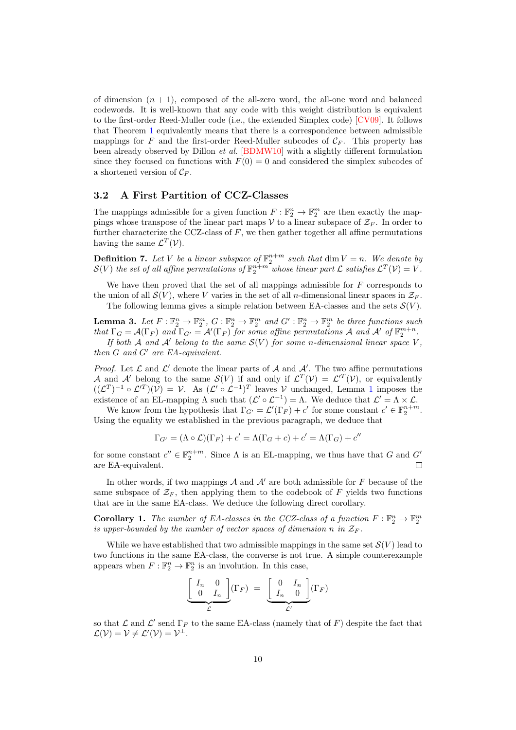of dimension $(n+1)$, composed of the all-zero word, the all-one word and balanced codewords. It is well-known that any code with this weight distribution is equivalent to the first-order Reed-Muller code (i.e., the extended Simplex code) [CV09]. It follows that Theorem 1 equivalently means that there is a correspondence between admissible mappings for $F$ and the first-order Reed-Muller subcodes of $\mathcal{C}_F$. This property has been already observed by Dillon *et al.* [BDMW10] with a slightly different formulation since they focused on functions with $F(0)=0$ and considered the simplex subcodes of a shortened version of $\mathcal{C}_F$.

### 3.2 A First Partition of CCZ-Classes

The mappings admissible for a given function $F : \mathbb{F}_2^n \to \mathbb{F}_2^m$ are then exactly the mappings whose transpose of the linear part maps $\mathcal{V}$ to a linear subspace of $\mathcal{Z}_F$. In order to further characterize the CCZ-class of $F$, we then gather together all affine permutations having the same $\mathcal{L}^T(\mathcal{V})$.

**Definition 7.** *Let $V$ be a linear subspace of $\mathbb{F}_2^{n+m}$ such that $\dim V = n$. We denote by $\mathcal{S}(V)$ the set of all affine permutations of $\mathbb{F}_2^{n+m}$ whose linear part $\mathcal{L}$ satisfies $\mathcal{L}^T(\mathcal{V}) = V$.*

We have then proved that the set of all mappings admissible for $F$ corresponds to the union of all $\mathcal{S}(V)$, where $V$ varies in the set of all $n$-dimensional linear spaces in $\mathcal{Z}_F$.

The following lemma gives a simple relation between EA-classes and the sets $\mathcal{S}(V)$.

**Lemma 3.** *Let $F : \mathbb{F}_2^n \to \mathbb{F}_2^m$, $G : \mathbb{F}_2^n \to \mathbb{F}_2^m$ and $G' : \mathbb{F}_2^n \to \mathbb{F}_2^m$ be three functions such that $\Gamma_G = \mathcal{A}(\Gamma_F)$ and $\Gamma_{G'} = \mathcal{A}'(\Gamma_F)$ for some affine permutations $\mathcal{A}$ and $\mathcal{A}'$ of $\mathbb{F}_2^{m+n}$.*

*If both $\mathcal{A}$ and $\mathcal{A}'$ belong to the same $\mathcal{S}(V)$ for some $n$-dimensional linear space $V$, then $G$ and $G'$ are EA-equivalent.*

*Proof.* Let $\mathcal{L}$ and $\mathcal{L}'$ denote the linear parts of $\mathcal{A}$ and $\mathcal{A}'$. The two affine permutations $\mathcal{A}$ and $\mathcal{A}'$ belong to the same $\mathcal{S}(V)$ if and only if $\mathcal{L}^T(\mathcal{V}) = \mathcal{L}'^T(\mathcal{V})$, or equivalently $((\mathcal{L}^T)^{-1} \circ \mathcal{L}'^T)(\mathcal{V}) = \mathcal{V}$. As $(\mathcal{L}' \circ \mathcal{L}^{-1})^T$ leaves $\mathcal{V}$ unchanged, Lemma 1 imposes the existence of an EL-mapping $\Lambda$ such that $(\mathcal{L}' \circ \mathcal{L}^{-1}) = \Lambda$. We deduce that $\mathcal{L}' = \Lambda \times \mathcal{L}$.

We know from the hypothesis that $\Gamma_{G'} = \mathcal{L}'(\Gamma_F) + c'$ for some constant $c' \in \mathbb{F}_2^{n+m}$. Using the equality we established in the previous paragraph, we deduce that

$$\Gamma_{G'} = (\Lambda \circ \mathcal{L})(\Gamma_F) + c' = \Lambda(\Gamma_G + c) + c' = \Lambda(\Gamma_G) + c''$$

for some constant $c'' \in \mathbb{F}_2^{n+m}$. Since $\Lambda$ is an EL-mapping, we thus have that $G$ and $G'$ are EA-equivalent. $\square$

In other words, if two mappings $\mathcal{A}$ and $\mathcal{A}'$ are both admissible for $F$ because of the same subspace of $\mathcal{Z}_F$, then applying them to the codebook of $F$ yields two functions that are in the same EA-class. We deduce the following direct corollary.

**Corollary 1.** *The number of EA-classes in the CCZ-class of a function $F : \mathbb{F}_2^n \to \mathbb{F}_2^m$ is upper-bounded by the number of vector spaces of dimension $n$ in $\mathcal{Z}_F$.*

While we have established that two admissible mappings in the same set $\mathcal{S}(V)$ lead to two functions in the same EA-class, the converse is not true. A simple counterexample appears when $F : \mathbb{F}_2^n \to \mathbb{F}_2^n$ is an involution. In this case,

$$\underbrace{\begin{bmatrix} I_n & 0 \\ 0 & I_n \end{bmatrix}}_{\mathcal{L}}(\Gamma_F) \;=\; \underbrace{\begin{bmatrix} 0 & I_n \\ I_n & 0 \end{bmatrix}}_{\mathcal{L}'}(\Gamma_F)$$

so that $\mathcal{L}$ and $\mathcal{L}'$ send $\Gamma_F$ to the same EA-class (namely that of $F$) despite the fact that $\mathcal{L}(\mathcal{V}) = \mathcal{V} \neq \mathcal{L}'(\mathcal{V}) = \mathcal{V}^{\perp}$.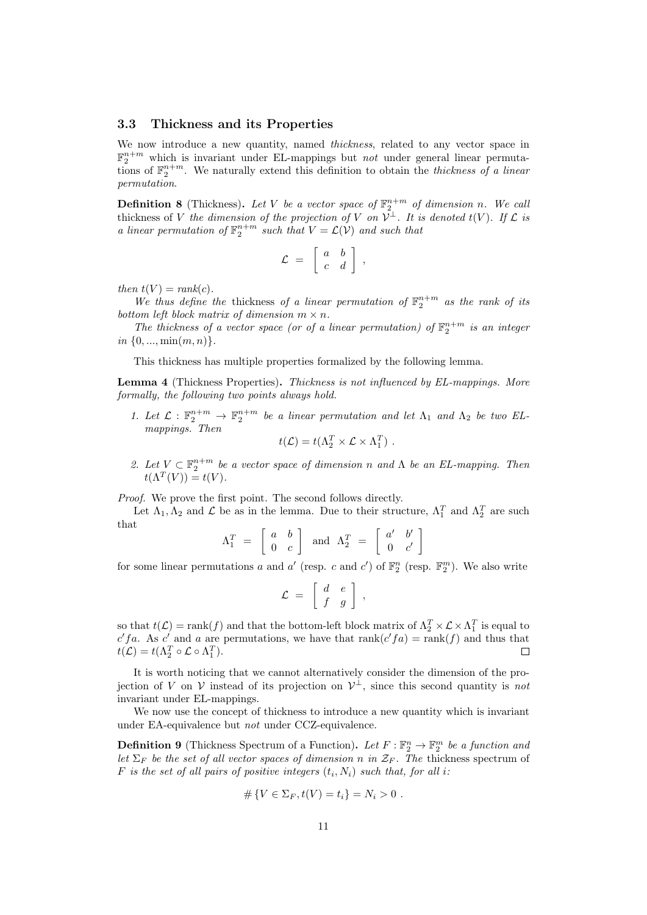### 3.3 Thickness and its Properties

We now introduce a new quantity, named *thickness*, related to any vector space in $\mathbb{F}_2^{n+m}$ which is invariant under EL-mappings but *not* under general linear permutations of $\mathbb{F}_2^{n+m}$. We naturally extend this definition to obtain the *thickness of a linear permutation*.

**Definition 8** (Thickness)**.** *Let $V$ be a vector space of $\mathbb{F}_2^{n+m}$ of dimension $n$. We call* thickness of $V$ *the dimension of the projection of $V$ on $\mathcal{V}^\perp$. It is denoted $t(V)$. If $\mathcal{L}$ is a linear permutation of $\mathbb{F}_2^{n+m}$ such that $V = \mathcal{L}(\mathcal{V})$ and such that*

$$\mathcal{L} = \begin{bmatrix} a & b \\ c & d \end{bmatrix} ,$$

*then $t(V) = rank(c)$.*

*We thus define the* thickness *of a linear permutation of $\mathbb{F}_2^{n+m}$ as the rank of its bottom left block matrix of dimension $m \times n$.*

*The thickness of a vector space (or of a linear permutation) of $\mathbb{F}_2^{n+m}$ is an integer in $\{0, ..., \min(m, n)\}$.*

This thickness has multiple properties formalized by the following lemma.

**Lemma 4** (Thickness Properties)**.** *Thickness is not influenced by EL-mappings. More formally, the following two points always hold.*

1. *Let $\mathcal{L} : \mathbb{F}_2^{n+m} \to \mathbb{F}_2^{n+m}$ be a linear permutation and let $\Lambda_1$ and $\Lambda_2$ be two EL-mappings. Then*
$$t(\mathcal{L}) = t(\Lambda_2^T \times \mathcal{L} \times \Lambda_1^T) .$$
2. *Let $V \subset \mathbb{F}_2^{n+m}$ be a vector space of dimension $n$ and $\Lambda$ be an EL-mapping. Then $t(\Lambda^T(V)) = t(V)$.*

*Proof.* We prove the first point. The second follows directly.

Let $\Lambda_1, \Lambda_2$ and $\mathcal{L}$ be as in the lemma. Due to their structure, $\Lambda_1^T$ and $\Lambda_2^T$ are such that

$$\Lambda_1^T = \begin{bmatrix} a & b \\ 0 & c \end{bmatrix} \text{ and } \Lambda_2^T = \begin{bmatrix} a' & b' \\ 0 & c' \end{bmatrix}$$

for some linear permutations $a$ and $a'$ (resp. $c$ and $c'$) of $\mathbb{F}_2^n$ (resp. $\mathbb{F}_2^m$). We also write

$$\mathcal{L} = \begin{bmatrix} d & e \\ f & g \end{bmatrix} ,$$

so that $t(\mathcal{L}) = \text{rank}(f)$ and that the bottom-left block matrix of $\Lambda_2^T \times \mathcal{L} \times \Lambda_1^T$ is equal to $c'fa$. As $c'$ and $a$ are permutations, we have that $\text{rank}(c'fa) = \text{rank}(f)$ and thus that $t(\mathcal{L}) = t(\Lambda_2^T \circ \mathcal{L} \circ \Lambda_1^T)$. $\square$

It is worth noticing that we cannot alternatively consider the dimension of the projection of $V$ on $\mathcal{V}$ instead of its projection on $\mathcal{V}^\perp$, since this second quantity is *not* invariant under EL-mappings.

We now use the concept of thickness to introduce a new quantity which is invariant under EA-equivalence but *not* under CCZ-equivalence.

**Definition 9** (Thickness Spectrum of a Function)**.** *Let $F : \mathbb{F}_2^n \to \mathbb{F}_2^m$ be a function and let $\Sigma_F$ be the set of all vector spaces of dimension $n$ in $\mathcal{Z}_F$. The* thickness spectrum *of $F$ is the set of all pairs of positive integers $(t_i, N_i)$ such that, for all $i$:*

$$\# \{V \in \Sigma_F, t(V) = t_i\} = N_i > 0 .$$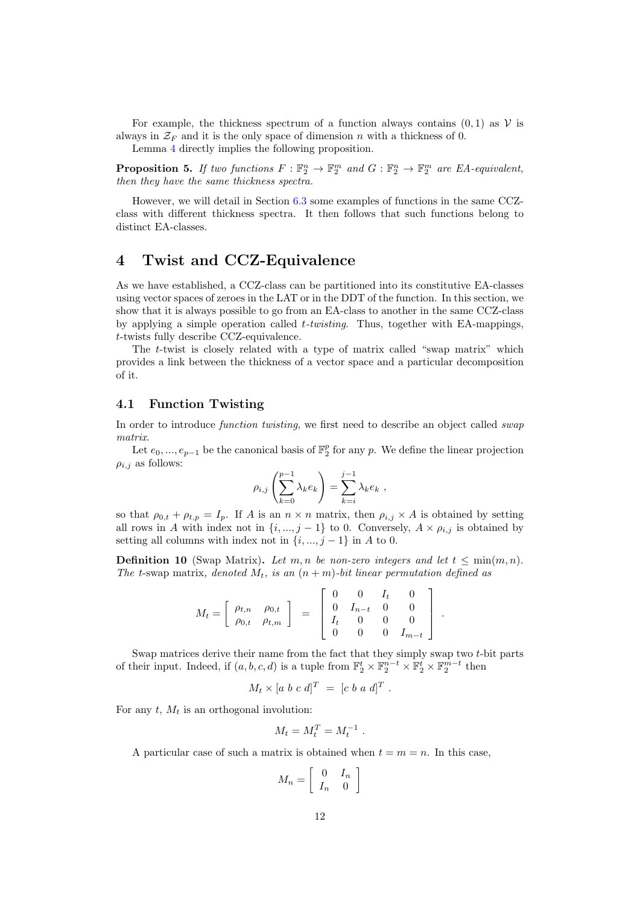For example, the thickness spectrum of a function always contains $(0, 1)$ as $\mathcal{V}$ is always in $\mathcal{Z}_F$ and it is the only space of dimension $n$ with a thickness of 0.

Lemma 4 directly implies the following proposition.

**Proposition 5.** *If two functions $F : \mathbb{F}_2^n \to \mathbb{F}_2^m$ and $G : \mathbb{F}_2^n \to \mathbb{F}_2^m$ are EA-equivalent, then they have the same thickness spectra.*

However, we will detail in Section 6.3 some examples of functions in the same CCZ-class with different thickness spectra. It then follows that such functions belong to distinct EA-classes.

# 4 Twist and CCZ-Equivalence

As we have established, a CCZ-class can be partitioned into its constitutive EA-classes using vector spaces of zeroes in the LAT or in the DDT of the function. In this section, we show that it is always possible to go from an EA-class to another in the same CCZ-class by applying a simple operation called *t-twisting*. Thus, together with EA-mappings, $t$-twists fully describe CCZ-equivalence.

The $t$-twist is closely related with a type of matrix called "swap matrix" which provides a link between the thickness of a vector space and a particular decomposition of it.

## 4.1 Function Twisting

In order to introduce *function twisting*, we first need to describe an object called *swap matrix*.

Let $e_0, ..., e_{p-1}$ be the canonical basis of $\mathbb{F}_2^p$ for any $p$. We define the linear projection $\rho_{i,j}$ as follows:

$$\rho_{i,j}\left(\sum_{k=0}^{p-1} \lambda_k e_k\right) = \sum_{k=i}^{j-1} \lambda_k e_k \ ,$$

so that $\rho_{0,t} + \rho_{t,p} = I_p$. If $A$ is an $n \times n$ matrix, then $\rho_{i,j} \times A$ is obtained by setting all rows in $A$ with index not in $\{i, ..., j-1\}$ to 0. Conversely, $A \times \rho_{i,j}$ is obtained by setting all columns with index not in $\{i, ..., j-1\}$ in $A$ to 0.

**Definition 10** (Swap Matrix)**.** *Let $m, n$ be non-zero integers and let $t \leq \min(m, n)$. The $t$-swap matrix, denoted $M_t$, is an $(n+m)$-bit linear permutation defined as*

$$M_t = \begin{bmatrix} \rho_{t,n} & \rho_{0,t} \\ \rho_{0,t} & \rho_{t,m} \end{bmatrix} = \begin{bmatrix} 0 & 0 & I_t & 0 \\ 0 & I_{n-t} & 0 & 0 \\ I_t & 0 & 0 & 0 \\ 0 & 0 & 0 & I_{m-t} \end{bmatrix} .$$

Swap matrices derive their name from the fact that they simply swap two $t$-bit parts of their input. Indeed, if $(a, b, c, d)$ is a tuple from $\mathbb{F}_2^t \times \mathbb{F}_2^{n-t} \times \mathbb{F}_2^t \times \mathbb{F}_2^{m-t}$ then

$$M_t \times [a \ b \ c \ d]^T \ = \ [c \ b \ a \ d]^T \ .$$

For any $t$, $M_t$ is an orthogonal involution:

$$M_t = M_t^T = M_t^{-1} \ .$$

A particular case of such a matrix is obtained when $t = m = n$. In this case,

$$M_n = \begin{bmatrix} 0 & I_n \\ I_n & 0 \end{bmatrix}$$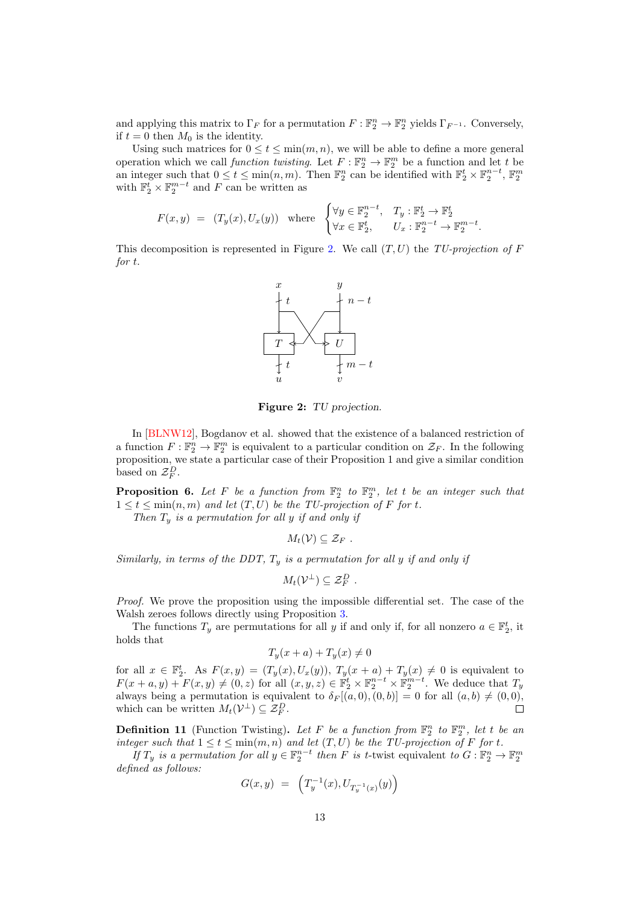and applying this matrix to $\Gamma_F$ for a permutation $F : \mathbb{F}_2^n \to \mathbb{F}_2^n$ yields $\Gamma_{F^{-1}}$. Conversely, if $t = 0$ then $M_0$ is the identity.

Using such matrices for $0 \leq t \leq \min(m, n)$, we will be able to define a more general operation which we call *function twisting*. Let $F : \mathbb{F}_2^n \to \mathbb{F}_2^m$ be a function and let $t$ be an integer such that $0 \leq t \leq \min(n, m)$. Then $\mathbb{F}_2^n$ can be identified with $\mathbb{F}_2^t \times \mathbb{F}_2^{n-t}$, $\mathbb{F}_2^m$ with $\mathbb{F}_2^t \times \mathbb{F}_2^{m-t}$ and $F$ can be written as

$$F(x, y) \;=\; (T_y(x), U_x(y)) \quad \text{where} \quad \begin{cases} \forall y \in \mathbb{F}_2^{n-t}, & T_y : \mathbb{F}_2^t \to \mathbb{F}_2^t \\ \forall x \in \mathbb{F}_2^t, & U_x : \mathbb{F}_2^{n-t} \to \mathbb{F}_2^{m-t}. \end{cases}$$

This decomposition is represented in Figure 2. We call $(T, U)$ the *TU-projection of $F$ for $t$*.

**Figure 2:** *TU projection.*

In [BLNW12], Bogdanov et al. showed that the existence of a balanced restriction of a function $F : \mathbb{F}_2^n \to \mathbb{F}_2^m$ is equivalent to a particular condition on $\mathcal{Z}_F$. In the following proposition, we state a particular case of their Proposition 1 and give a similar condition based on $\mathcal{Z}_F^D$.

**Proposition 6.** *Let $F$ be a function from $\mathbb{F}_2^n$ to $\mathbb{F}_2^m$, let $t$ be an integer such that $1 \leq t \leq \min(n, m)$ and let $(T, U)$ be the TU-projection of $F$ for $t$.*

*Then $T_y$ is a permutation for all $y$ if and only if*

$$M_t(\mathcal{V}) \subseteq \mathcal{Z}_F \ .$$

*Similarly, in terms of the DDT, $T_y$ is a permutation for all $y$ if and only if*

$$M_t(\mathcal{V}^{\perp}) \subseteq \mathcal{Z}_F^D \ .$$

*Proof.* We prove the proposition using the impossible differential set. The case of the Walsh zeroes follows directly using Proposition 3.

The functions $T_y$ are permutations for all $y$ if and only if, for all nonzero $a \in \mathbb{F}_2^t$, it holds that

$$T_y(x + a) + T_y(x) \neq 0$$

for all $x \in \mathbb{F}_2^t$. As $F(x, y) = (T_y(x), U_x(y))$, $T_y(x + a) + T_y(x) \neq 0$ is equivalent to $F(x + a, y) + F(x, y) \neq (0, z)$ for all $(x, y, z) \in \mathbb{F}_2^t \times \mathbb{F}_2^{n-t} \times \mathbb{F}_2^{m-t}$. We deduce that $T_y$ always being a permutation is equivalent to $\delta_F[(a, 0), (0, b)] = 0$ for all $(a, b) \neq (0, 0)$, which can be written $M_t(\mathcal{V}^{\perp}) \subseteq \mathcal{Z}_F^D$. $\square$

**Definition 11** (Function Twisting)**.** *Let $F$ be a function from $\mathbb{F}_2^n$ to $\mathbb{F}_2^m$, let $t$ be an integer such that $1 \leq t \leq \min(m, n)$ and let $(T, U)$ be the TU-projection of $F$ for $t$.*

*If $T_y$ is a permutation for all $y \in \mathbb{F}_2^{n-t}$ then $F$ is $t$-twist equivalent to $G : \mathbb{F}_2^n \to \mathbb{F}_2^m$ defined as follows:*

$$G(x, y) \;=\; \left(T_y^{-1}(x), U_{T_y^{-1}(x)}(y)\right)$$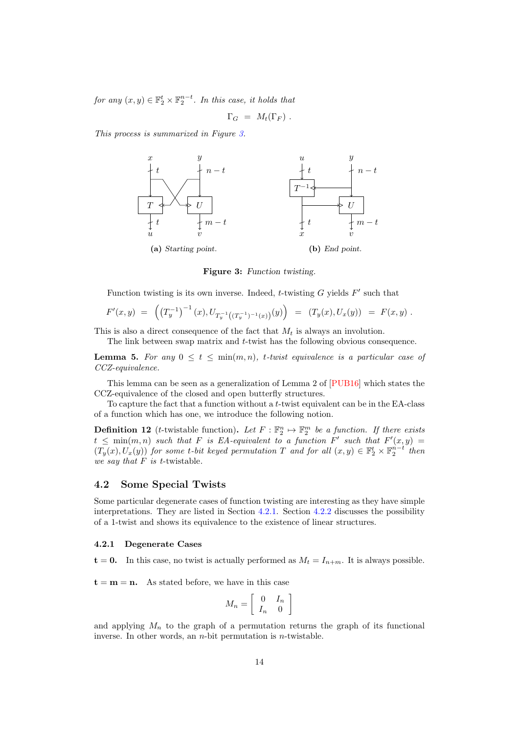*for any $(x, y) \in \mathbb{F}_2^t \times \mathbb{F}_2^{n-t}$. In this case, it holds that*

$$\Gamma_G = M_t(\Gamma_F) .$$

*This process is summarized in Figure 3.*

(a) *Starting point.*

(b) *End point.*

**Figure 3:** *Function twisting.*

Function twisting is its own inverse. Indeed, $t$-twisting $G$ yields $F'$ such that

$$F'(x, y) = \left( \left(T_y^{-1}\right)^{-1}(x), U_{T_y^{-1}\left((T_y^{-1})^{-1}(x)\right)}(y) \right) = (T_y(x), U_x(y)) = F(x, y) .$$

This is also a direct consequence of the fact that $M_t$ is always an involution.

The link between swap matrix and $t$-twist has the following obvious consequence.

**Lemma 5.** *For any $0 \leq t \leq \min(m, n)$, $t$-twist equivalence is a particular case of CCZ-equivalence.*

This lemma can be seen as a generalization of Lemma 2 of [PUB16] which states the CCZ-equivalence of the closed and open butterfly structures.

To capture the fact that a function without a $t$-twist equivalent can be in the EA-class of a function which has one, we introduce the following notion.

**Definition 12** ($t$-twistable function)**.** *Let $F : \mathbb{F}_2^n \mapsto \mathbb{F}_2^m$ be a function. If there exists $t \leq \min(m, n)$ such that $F$ is EA-equivalent to a function $F'$ such that $F'(x, y) = (T_y(x), U_x(y))$ for some $t$-bit keyed permutation $T$ and for all $(x, y) \in \mathbb{F}_2^t \times \mathbb{F}_2^{n-t}$ then we say that $F$ is $t$-twistable.*

## 4.2 Some Special Twists

Some particular degenerate cases of function twisting are interesting as they have simple interpretations. They are listed in Section 4.2.1. Section 4.2.2 discusses the possibility of a 1-twist and shows its equivalence to the existence of linear structures.

### 4.2.1 Degenerate Cases

$\mathbf{t = 0.}$ In this case, no twist is actually performed as $M_t = I_{n+m}$. It is always possible.

$\mathbf{t = m = n.}$ As stated before, we have in this case

$$M_n = \begin{bmatrix} 0 & I_n \\ I_n & 0 \end{bmatrix}$$

and applying $M_n$ to the graph of a permutation returns the graph of its functional inverse. In other words, an $n$-bit permutation is $n$-twistable.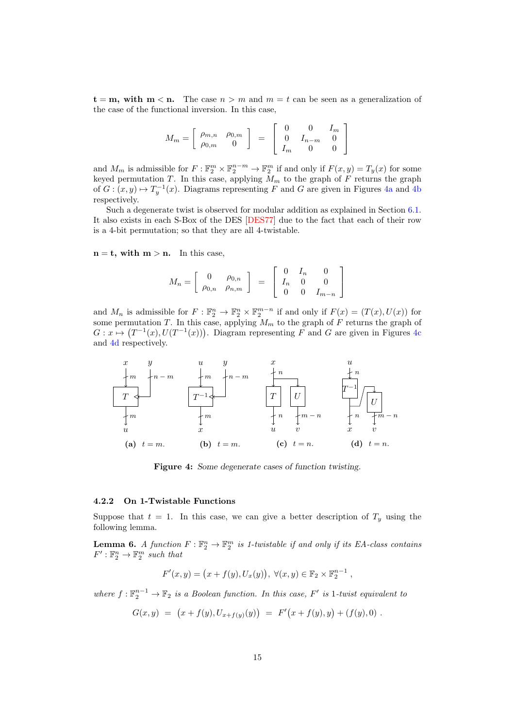**t = m, with m < n.** The case $n > m$ and $m = t$ can be seen as a generalization of the case of the functional inversion. In this case,

$$M_m = \begin{bmatrix} \rho_{m,n} & \rho_{0,m} \\ \rho_{0,m} & 0 \end{bmatrix} = \begin{bmatrix} 0 & 0 & I_m \\ 0 & I_{n-m} & 0 \\ I_m & 0 & 0 \end{bmatrix}$$

and $M_m$ is admissible for $F : \mathbb{F}_2^m \times \mathbb{F}_2^{n-m} \to \mathbb{F}_2^m$ if and only if $F(x, y) = T_y(x)$ for some keyed permutation $T$. In this case, applying $M_m$ to the graph of $F$ returns the graph of $G : (x, y) \mapsto T_y^{-1}(x)$. Diagrams representing $F$ and $G$ are given in Figures 4a and 4b respectively.

Such a degenerate twist is observed for modular addition as explained in Section 6.1. It also exists in each S-Box of the DES [DES77] due to the fact that each of their row is a 4-bit permutation; so that they are all 4-twistable.

**n = t, with m > n.** In this case,

$$M_n = \begin{bmatrix} 0 & \rho_{0,n} \\ \rho_{0,n} & \rho_{n,m} \end{bmatrix} = \begin{bmatrix} 0 & I_n & 0 \\ I_n & 0 & 0 \\ 0 & 0 & I_{m-n} \end{bmatrix}$$

and $M_n$ is admissible for $F : \mathbb{F}_2^n \to \mathbb{F}_2^n \times \mathbb{F}_2^{m-n}$ if and only if $F(x) = (T(x), U(x))$ for some permutation $T$. In this case, applying $M_m$ to the graph of $F$ returns the graph of $G : x \mapsto \big(T^{-1}(x), U(T^{-1}(x))\big)$. Diagram representing $F$ and $G$ are given in Figures 4c and 4d respectively.

(a) $t = m$. (b) $t = m$. (c) $t = n$. (d) $t = n$.

**Figure 4:** *Some degenerate cases of function twisting.*

### 4.2.2 On 1-Twistable Functions

Suppose that $t = 1$. In this case, we can give a better description of $T_y$ using the following lemma.

**Lemma 6.** *A function $F : \mathbb{F}_2^n \to \mathbb{F}_2^m$ is 1-twistable if and only if its EA-class contains $F' : \mathbb{F}_2^n \to \mathbb{F}_2^m$ such that*

$$F'(x, y) = \big(x + f(y), U_x(y)\big),\ \forall (x, y) \in \mathbb{F}_2 \times \mathbb{F}_2^{n-1} ,$$

*where $f : \mathbb{F}_2^{n-1} \to \mathbb{F}_2$ is a Boolean function. In this case, $F'$ is 1-twist equivalent to*

$$G(x, y) \ = \ \big(x + f(y), U_{x+f(y)}(y)\big) \ = \ F'\big(x + f(y), y\big) + (f(y), 0) \ .$$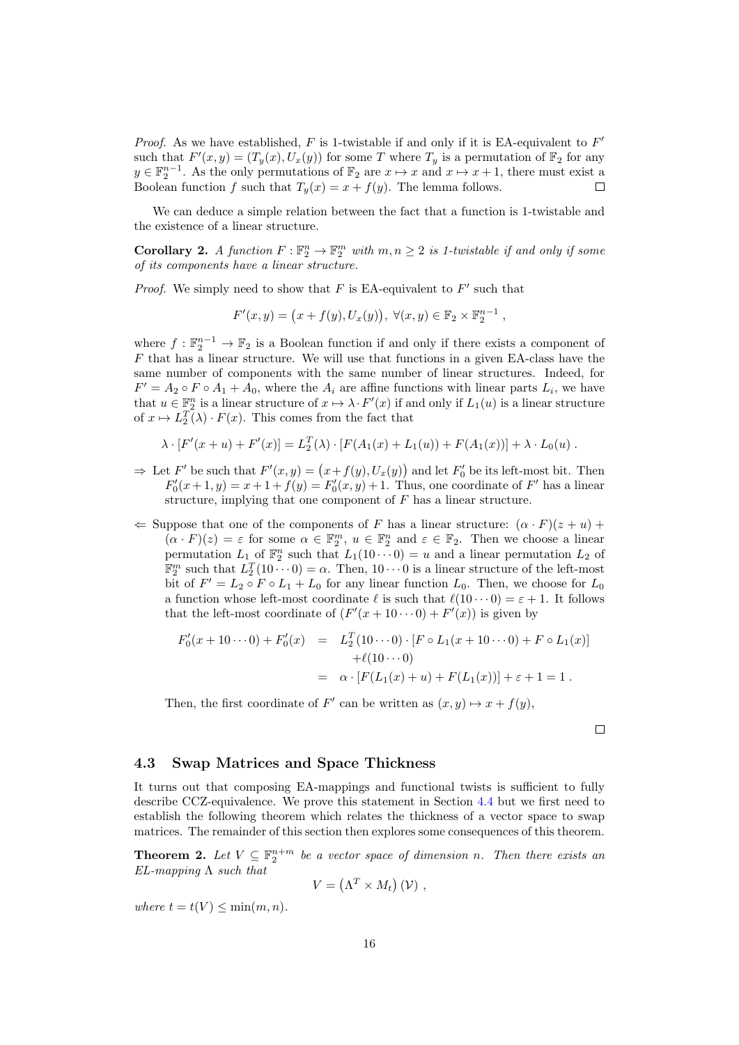*Proof.* As we have established, $F$ is 1-twistable if and only if it is EA-equivalent to $F'$ such that $F'(x, y) = (T_y(x), U_x(y))$ for some $T$ where $T_y$ is a permutation of $\mathbb{F}_2$ for any $y \in \mathbb{F}_2^{n-1}$. As the only permutations of $\mathbb{F}_2$ are $x \mapsto x$ and $x \mapsto x + 1$, there must exist a Boolean function $f$ such that $T_y(x) = x + f(y)$. The lemma follows. □

We can deduce a simple relation between the fact that a function is 1-twistable and the existence of a linear structure.

**Corollary 2.** *A function $F : \mathbb{F}_2^n \to \mathbb{F}_2^m$ with $m, n \geq 2$ is 1-twistable if and only if some of its components have a linear structure.*

*Proof.* We simply need to show that $F$ is EA-equivalent to $F'$ such that

$$F'(x, y) = \big(x + f(y), U_x(y)\big),\ \forall (x, y) \in \mathbb{F}_2 \times \mathbb{F}_2^{n-1}\ ,$$

where $f : \mathbb{F}_2^{n-1} \to \mathbb{F}_2$ is a Boolean function if and only if there exists a component of $F$ that has a linear structure. We will use that functions in a given EA-class have the same number of components with the same number of linear structures. Indeed, for $F' = A_2 \circ F \circ A_1 + A_0$, where the $A_i$ are affine functions with linear parts $L_i$, we have that $u \in \mathbb{F}_2^n$ is a linear structure of $x \mapsto \lambda \cdot F'(x)$ if and only if $L_1(u)$ is a linear structure of $x \mapsto L_2^T(\lambda) \cdot F(x)$. This comes from the fact that

$$\lambda \cdot [F'(x + u) + F'(x)] = L_2^T(\lambda) \cdot [F(A_1(x) + L_1(u)) + F(A_1(x))] + \lambda \cdot L_0(u)\ .$$

- $\Rightarrow$ Let $F'$ be such that $F'(x, y) = \big(x + f(y), U_x(y)\big)$ and let $F'_0$ be its left-most bit. Then $F'_0(x + 1, y) = x + 1 + f(y) = F'_0(x, y) + 1$. Thus, one coordinate of $F'$ has a linear structure, implying that one component of $F$ has a linear structure.
- $\Leftarrow$ Suppose that one of the components of $F$ has a linear structure: $(\alpha \cdot F)(z + u) + (\alpha \cdot F)(z) = \varepsilon$ for some $\alpha \in \mathbb{F}_2^m$, $u \in \mathbb{F}_2^n$ and $\varepsilon \in \mathbb{F}_2$. Then we choose a linear permutation $L_1$ of $\mathbb{F}_2^n$ such that $L_1(10 \cdots 0) = u$ and a linear permutation $L_2$ of $\mathbb{F}_2^m$ such that $L_2^T(10 \cdots 0) = \alpha$. Then, $10 \cdots 0$ is a linear structure of the left-most bit of $F' = L_2 \circ F \circ L_1 + L_0$ for any linear function $L_0$. Then, we choose for $L_0$ a function whose left-most coordinate $\ell$ is such that $\ell(10 \cdots 0) = \varepsilon + 1$. It follows that the left-most coordinate of $(F'(x + 10 \cdots 0) + F'(x))$ is given by

$$\begin{aligned} F'_0(x + 10 \cdots 0) + F'_0(x) &= L_2^T(10 \cdots 0) \cdot [F \circ L_1(x + 10 \cdots 0) + F \circ L_1(x)] \\ &\quad + \ell(10 \cdots 0) \\ &= \alpha \cdot [F(L_1(x) + u) + F(L_1(x))] + \varepsilon + 1 = 1\ . \end{aligned}$$

  Then, the first coordinate of $F'$ can be written as $(x, y) \mapsto x + f(y)$,

□

### 4.3 Swap Matrices and Space Thickness

It turns out that composing EA-mappings and functional twists is sufficient to fully describe CCZ-equivalence. We prove this statement in Section 4.4 but we first need to establish the following theorem which relates the thickness of a vector space to swap matrices. The remainder of this section then explores some consequences of this theorem.

**Theorem 2.** *Let $V \subseteq \mathbb{F}_2^{n+m}$ be a vector space of dimension $n$. Then there exists an EL-mapping $\Lambda$ such that*

$$V = \left(\Lambda^T \times M_t\right)(\mathcal{V})\ ,$$

*where $t = t(V) \leq \min(m, n)$.*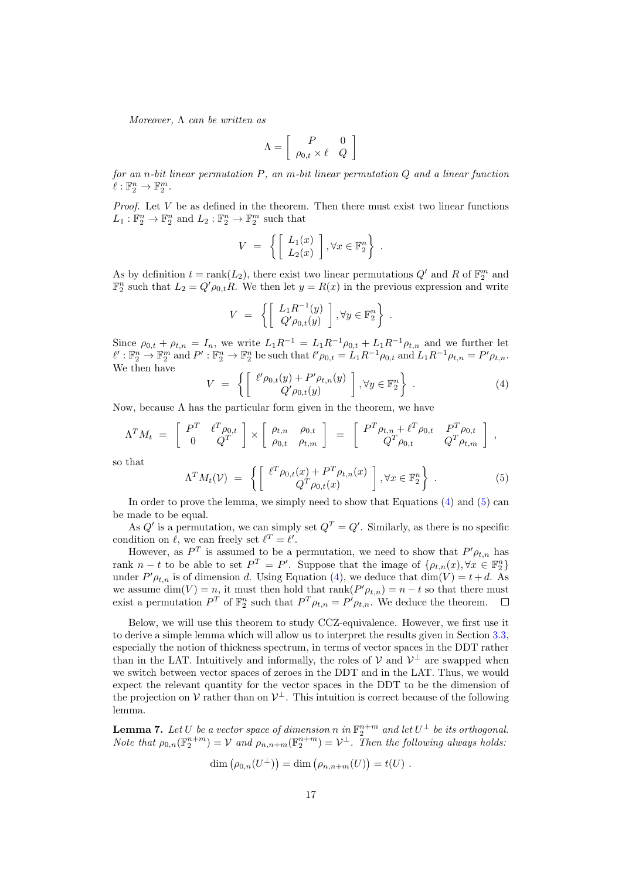*Moreover,* $\Lambda$ *can be written as*

$$\Lambda = \left[ \begin{array}{cc} P & 0 \\ \rho_{0,t} \times \ell & Q \end{array} \right]$$

*for an n-bit linear permutation* $P$*, an m-bit linear permutation* $Q$ *and a linear function* $\ell : \mathbb{F}_2^n \to \mathbb{F}_2^m$*.*

*Proof.* Let $V$ be as defined in the theorem. Then there must exist two linear functions $L_1 : \mathbb{F}_2^n \to \mathbb{F}_2^n$ and $L_2 : \mathbb{F}_2^n \to \mathbb{F}_2^m$ such that

$$V = \left\{ \left[ \begin{array}{c} L_1(x) \\ L_2(x) \end{array} \right], \forall x \in \mathbb{F}_2^n \right\} .$$

As by definition $t = \text{rank}(L_2)$, there exist two linear permutations $Q'$ and $R$ of $\mathbb{F}_2^m$ and $\mathbb{F}_2^n$ such that $L_2 = Q' \rho_{0,t} R$. We then let $y = R(x)$ in the previous expression and write

$$V = \left\{ \left[ \begin{array}{c} L_1 R^{-1}(y) \\ Q' \rho_{0,t}(y) \end{array} \right], \forall y \in \mathbb{F}_2^n \right\} .$$

Since $\rho_{0,t} + \rho_{t,n} = I_n$, we write $L_1 R^{-1} = L_1 R^{-1} \rho_{0,t} + L_1 R^{-1} \rho_{t,n}$ and we further let $\ell' : \mathbb{F}_2^n \to \mathbb{F}_2^m$ and $P' : \mathbb{F}_2^n \to \mathbb{F}_2^n$ be such that $\ell' \rho_{0,t} = L_1 R^{-1} \rho_{0,t}$ and $L_1 R^{-1} \rho_{t,n} = P' \rho_{t,n}$. We then have

$$V = \left\{ \left[ \begin{array}{c} \ell' \rho_{0,t}(y) + P' \rho_{t,n}(y) \\ Q' \rho_{0,t}(y) \end{array} \right], \forall y \in \mathbb{F}_2^n \right\} . \tag{4}$$

Now, because $\Lambda$ has the particular form given in the theorem, we have

$$\Lambda^T M_t = \left[ \begin{array}{cc} P^T & \ell^T \rho_{0,t} \\ 0 & Q^T \end{array} \right] \times \left[ \begin{array}{cc} \rho_{t,n} & \rho_{0,t} \\ \rho_{0,t} & \rho_{t,m} \end{array} \right] = \left[ \begin{array}{cc} P^T \rho_{t,n} + \ell^T \rho_{0,t} & P^T \rho_{0,t} \\ Q^T \rho_{0,t} & Q^T \rho_{t,m} \end{array} \right] ,$$

so that

$$\Lambda^T M_t(\mathcal{V}) = \left\{ \left[ \begin{array}{c} \ell^T \rho_{0,t}(x) + P^T \rho_{t,n}(x) \\ Q^T \rho_{0,t}(x) \end{array} \right], \forall x \in \mathbb{F}_2^n \right\} . \tag{5}$$

In order to prove the lemma, we simply need to show that Equations (4) and (5) can be made to be equal.

As $Q'$ is a permutation, we can simply set $Q^T = Q'$. Similarly, as there is no specific condition on $\ell$, we can freely set $\ell^T = \ell'$.

However, as $P^T$ is assumed to be a permutation, we need to show that $P' \rho_{t,n}$ has rank $n - t$ to be able to set $P^T = P'$. Suppose that the image of $\{\rho_{t,n}(x), \forall x \in \mathbb{F}_2^n\}$ under $P' \rho_{t,n}$ is of dimension $d$. Using Equation (4), we deduce that $\dim(V) = t + d$. As we assume $\dim(V) = n$, it must then hold that $\text{rank}(P' \rho_{t,n}) = n - t$ so that there must exist a permutation $P^T$ of $\mathbb{F}_2^n$ such that $P^T \rho_{t,n} = P' \rho_{t,n}$. We deduce the theorem. □

Below, we will use this theorem to study CCZ-equivalence. However, we first use it to derive a simple lemma which will allow us to interpret the results given in Section 3.3, especially the notion of thickness spectrum, in terms of vector spaces in the DDT rather than in the LAT. Intuitively and informally, the roles of $\mathcal{V}$ and $\mathcal{V}^\perp$ are swapped when we switch between vector spaces of zeroes in the DDT and in the LAT. Thus, we would expect the relevant quantity for the vector spaces in the DDT to be the dimension of the projection on $\mathcal{V}$ rather than on $\mathcal{V}^\perp$. This intuition is correct because of the following lemma.

**Lemma 7.** *Let* $U$ *be a vector space of dimension* $n$ *in* $\mathbb{F}_2^{n+m}$ *and let* $U^\perp$ *be its orthogonal. Note that* $\rho_{0,n}(\mathbb{F}_2^{n+m}) = \mathcal{V}$ *and* $\rho_{n,n+m}(\mathbb{F}_2^{n+m}) = \mathcal{V}^\perp$*. Then the following always holds:*

$$\dim\left(\rho_{0,n}(U^\perp)\right) = \dim\left(\rho_{n,n+m}(U)\right) = t(U) .$$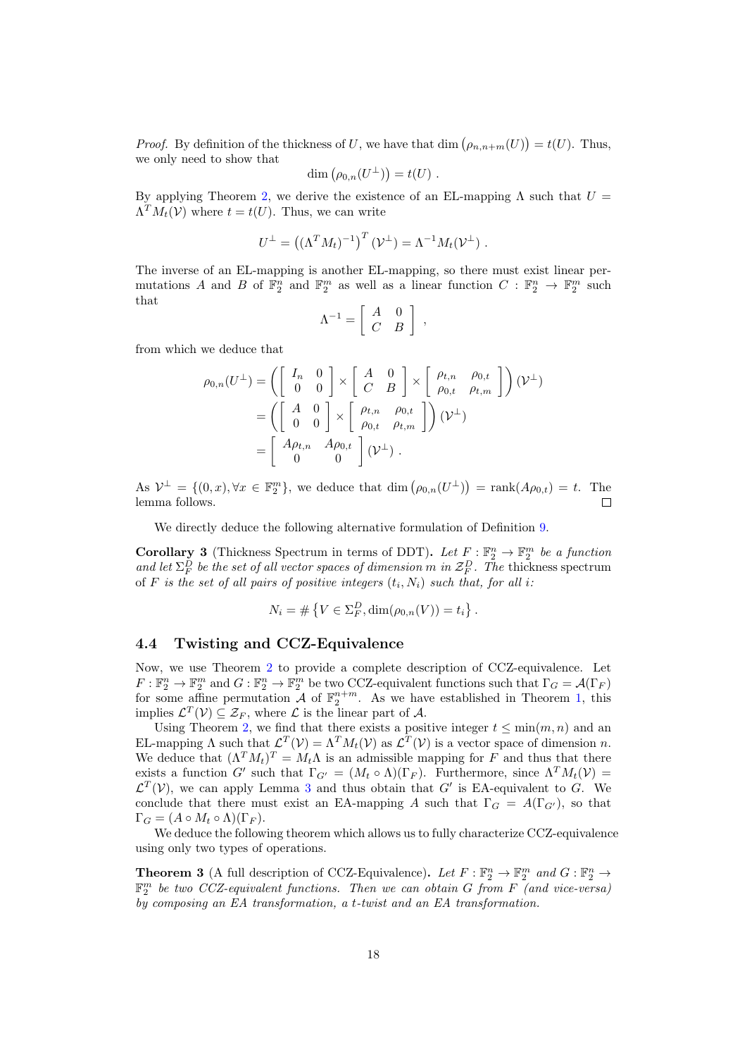*Proof.* By definition of the thickness of $U$, we have that $\dim\left(\rho_{n,n+m}(U)\right) = t(U)$. Thus, we only need to show that

$$\dim\left(\rho_{0,n}(U^{\perp})\right) = t(U) \ .$$

By applying Theorem 2, we derive the existence of an EL-mapping $\Lambda$ such that $U = \Lambda^T M_t(\mathcal{V})$ where $t = t(U)$. Thus, we can write

$$U^{\perp} = \left((\Lambda^T M_t)^{-1}\right)^T(\mathcal{V}^{\perp}) = \Lambda^{-1} M_t(\mathcal{V}^{\perp}) \ .$$

The inverse of an EL-mapping is another EL-mapping, so there must exist linear permutations $A$ and $B$ of $\mathbb{F}_2^n$ and $\mathbb{F}_2^m$ as well as a linear function $C : \mathbb{F}_2^n \to \mathbb{F}_2^m$ such that

$$\Lambda^{-1} = \left[\begin{array}{cc} A & 0 \\ C & B \end{array}\right] ,$$

from which we deduce that

$$\begin{aligned}
\rho_{0,n}(U^{\perp}) &= \left(\left[\begin{array}{cc} I_n & 0 \\ 0 & 0 \end{array}\right] \times \left[\begin{array}{cc} A & 0 \\ C & B \end{array}\right] \times \left[\begin{array}{cc} \rho_{t,n} & \rho_{0,t} \\ \rho_{0,t} & \rho_{t,m} \end{array}\right]\right)(\mathcal{V}^{\perp}) \\
&= \left(\left[\begin{array}{cc} A & 0 \\ 0 & 0 \end{array}\right] \times \left[\begin{array}{cc} \rho_{t,n} & \rho_{0,t} \\ \rho_{0,t} & \rho_{t,m} \end{array}\right]\right)(\mathcal{V}^{\perp}) \\
&= \left[\begin{array}{cc} A\rho_{t,n} & A\rho_{0,t} \\ 0 & 0 \end{array}\right](\mathcal{V}^{\perp}) \ .
\end{aligned}$$

As $\mathcal{V}^{\perp} = \{(0,x), \forall x \in \mathbb{F}_2^m\}$, we deduce that $\dim\left(\rho_{0,n}(U^{\perp})\right) = \operatorname{rank}(A\rho_{0,t}) = t$. The lemma follows. $\square$

We directly deduce the following alternative formulation of Definition 9.

**Corollary 3** (Thickness Spectrum in terms of DDT)**.** *Let $F : \mathbb{F}_2^n \to \mathbb{F}_2^m$ be a function and let $\Sigma_F^D$ be the set of all vector spaces of dimension $m$ in $\mathcal{Z}_F^D$. The* thickness spectrum *of $F$ is the set of all pairs of positive integers $(t_i, N_i)$ such that, for all $i$:*

$$N_i = \#\left\{V \in \Sigma_F^D, \dim(\rho_{0,n}(V)) = t_i\right\} .$$

### 4.4 Twisting and CCZ-Equivalence

Now, we use Theorem 2 to provide a complete description of CCZ-equivalence. Let $F : \mathbb{F}_2^n \to \mathbb{F}_2^m$ and $G : \mathbb{F}_2^n \to \mathbb{F}_2^m$ be two CCZ-equivalent functions such that $\Gamma_G = \mathcal{A}(\Gamma_F)$ for some affine permutation $\mathcal{A}$ of $\mathbb{F}_2^{n+m}$. As we have established in Theorem 1, this implies $\mathcal{L}^T(\mathcal{V}) \subseteq \mathcal{Z}_F$, where $\mathcal{L}$ is the linear part of $\mathcal{A}$.

Using Theorem 2, we find that there exists a positive integer $t \leq \min(m, n)$ and an EL-mapping $\Lambda$ such that $\mathcal{L}^T(\mathcal{V}) = \Lambda^T M_t(\mathcal{V})$ as $\mathcal{L}^T(\mathcal{V})$ is a vector space of dimension $n$. We deduce that $(\Lambda^T M_t)^T = M_t \Lambda$ is an admissible mapping for $F$ and thus that there exists a function $G'$ such that $\Gamma_{G'} = (M_t \circ \Lambda)(\Gamma_F)$. Furthermore, since $\Lambda^T M_t(\mathcal{V}) = \mathcal{L}^T(\mathcal{V})$, we can apply Lemma 3 and thus obtain that $G'$ is EA-equivalent to $G$. We conclude that there must exist an EA-mapping $A$ such that $\Gamma_G = A(\Gamma_{G'})$, so that $\Gamma_G = (A \circ M_t \circ \Lambda)(\Gamma_F)$.

We deduce the following theorem which allows us to fully characterize CCZ-equivalence using only two types of operations.

**Theorem 3** (A full description of CCZ-Equivalence)**.** *Let $F : \mathbb{F}_2^n \to \mathbb{F}_2^m$ and $G : \mathbb{F}_2^n \to \mathbb{F}_2^m$ be two CCZ-equivalent functions. Then we can obtain $G$ from $F$ (and vice-versa) by composing an EA transformation, a $t$-twist and an EA transformation.*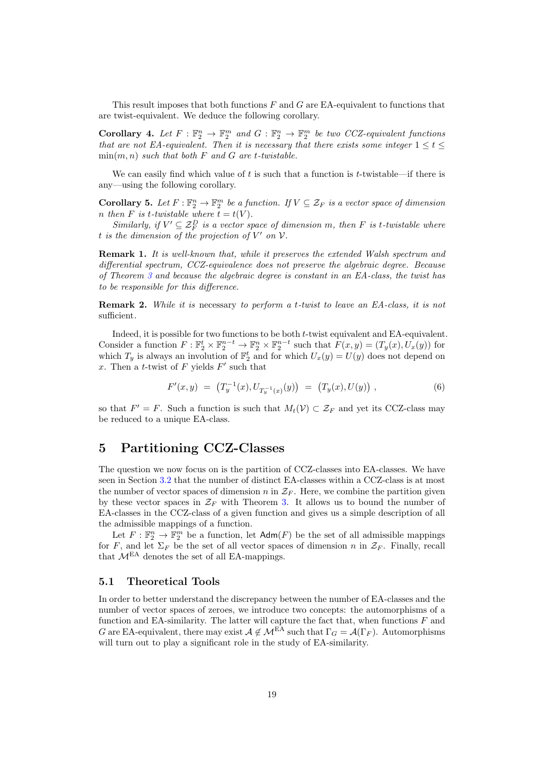This result imposes that both functions $F$ and $G$ are EA-equivalent to functions that are twist-equivalent. We deduce the following corollary.

**Corollary 4.** *Let $F : \mathbb{F}_2^n \to \mathbb{F}_2^m$ and $G : \mathbb{F}_2^n \to \mathbb{F}_2^m$ be two CCZ-equivalent functions that are not EA-equivalent. Then it is necessary that there exists some integer $1 \leq t \leq \min(m, n)$ such that both $F$ and $G$ are $t$-twistable.*

We can easily find which value of $t$ is such that a function is $t$-twistable—if there is any—using the following corollary.

**Corollary 5.** *Let $F : \mathbb{F}_2^n \to \mathbb{F}_2^m$ be a function. If $V \subseteq \mathcal{Z}_F$ is a vector space of dimension $n$ then $F$ is $t$-twistable where $t = t(V)$.*

*Similarly, if $V' \subseteq \mathcal{Z}_F^D$ is a vector space of dimension $m$, then $F$ is $t$-twistable where $t$ is the dimension of the projection of $V'$ on $\mathcal{V}$.*

**Remark 1.** *It is well-known that, while it preserves the extended Walsh spectrum and differential spectrum, CCZ-equivalence does not preserve the algebraic degree. Because of Theorem 3 and because the algebraic degree is constant in an EA-class, the twist has to be responsible for this difference.*

**Remark 2.** *While it is* necessary *to perform a $t$-twist to leave an EA-class, it is not* sufficient.

Indeed, it is possible for two functions to be both $t$-twist equivalent and EA-equivalent. Consider a function $F : \mathbb{F}_2^t \times \mathbb{F}_2^{n-t} \to \mathbb{F}_2^n \times \mathbb{F}_2^{n-t}$ such that $F(x, y) = (T_y(x), U_x(y))$ for which $T_y$ is always an involution of $\mathbb{F}_2^t$ and for which $U_x(y) = U(y)$ does not depend on $x$. Then a $t$-twist of $F$ yields $F'$ such that

$$F'(x, y) \ = \ \left(T_y^{-1}(x), U_{T_y^{-1}(x)}(y)\right) \ = \ \left(T_y(x), U(y)\right) \,, \tag{6}$$

so that $F' = F$. Such a function is such that $M_t(\mathcal{V}) \subset \mathcal{Z}_F$ and yet its CCZ-class may be reduced to a unique EA-class.

# 5 Partitioning CCZ-Classes

The question we now focus on is the partition of CCZ-classes into EA-classes. We have seen in Section 3.2 that the number of distinct EA-classes within a CCZ-class is at most the number of vector spaces of dimension $n$ in $\mathcal{Z}_F$. Here, we combine the partition given by these vector spaces in $\mathcal{Z}_F$ with Theorem 3. It allows us to bound the number of EA-classes in the CCZ-class of a given function and gives us a simple description of all the admissible mappings of a function.

Let $F : \mathbb{F}_2^n \to \mathbb{F}_2^m$ be a function, let $\mathsf{Adm}(F)$ be the set of all admissible mappings for $F$, and let $\Sigma_F$ be the set of all vector spaces of dimension $n$ in $\mathcal{Z}_F$. Finally, recall that $\mathcal{M}^{\text{EA}}$ denotes the set of all EA-mappings.

## 5.1 Theoretical Tools

In order to better understand the discrepancy between the number of EA-classes and the number of vector spaces of zeroes, we introduce two concepts: the automorphisms of a function and EA-similarity. The latter will capture the fact that, when functions $F$ and $G$ are EA-equivalent, there may exist $\mathcal{A} \notin \mathcal{M}^{\text{EA}}$ such that $\Gamma_G = \mathcal{A}(\Gamma_F)$. Automorphisms will turn out to play a significant role in the study of EA-similarity.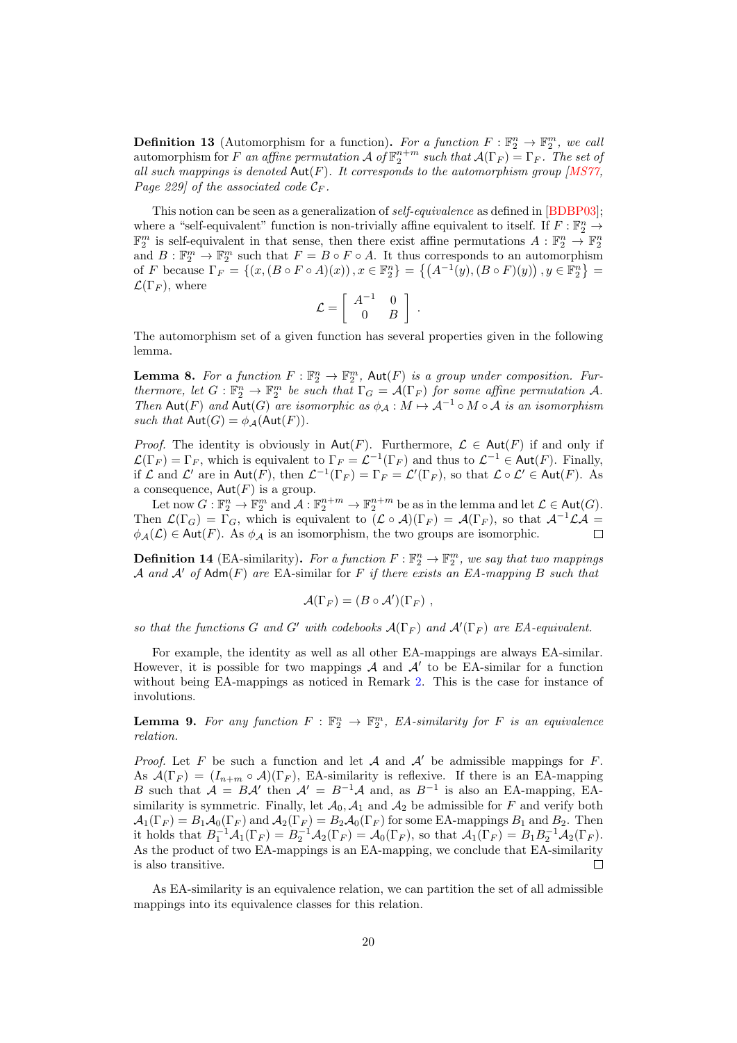**Definition 13** (Automorphism for a function)**.** *For a function $F : \mathbb{F}_2^n \to \mathbb{F}_2^m$, we call* automorphism for $F$ *an affine permutation $\mathcal{A}$ of $\mathbb{F}_2^{n+m}$ such that $\mathcal{A}(\Gamma_F) = \Gamma_F$. The set of all such mappings is denoted $\mathsf{Aut}(F)$. It corresponds to the automorphism group [MS77, Page 229] of the associated code $\mathcal{C}_F$.*

This notion can be seen as a generalization of *self-equivalence* as defined in [BDBP03]; where a "self-equivalent" function is non-trivially affine equivalent to itself. If $F : \mathbb{F}_2^n \to \mathbb{F}_2^m$ is self-equivalent in that sense, then there exist affine permutations $A : \mathbb{F}_2^n \to \mathbb{F}_2^n$ and $B : \mathbb{F}_2^m \to \mathbb{F}_2^m$ such that $F = B \circ F \circ A$. It thus corresponds to an automorphism of $F$ because $\Gamma_F = \{(x, (B \circ F \circ A)(x)), x \in \mathbb{F}_2^n\} = \{(A^{-1}(y), (B \circ F)(y)), y \in \mathbb{F}_2^n\} = \mathcal{L}(\Gamma_F)$, where

$$\mathcal{L} = \begin{bmatrix} A^{-1} & 0 \\ 0 & B \end{bmatrix} .$$

The automorphism set of a given function has several properties given in the following lemma.

**Lemma 8.** *For a function $F : \mathbb{F}_2^n \to \mathbb{F}_2^m$, $\mathsf{Aut}(F)$ is a group under composition. Furthermore, let $G : \mathbb{F}_2^n \to \mathbb{F}_2^m$ be such that $\Gamma_G = \mathcal{A}(\Gamma_F)$ for some affine permutation $\mathcal{A}$. Then $\mathsf{Aut}(F)$ and $\mathsf{Aut}(G)$ are isomorphic as $\phi_{\mathcal{A}} : M \mapsto \mathcal{A}^{-1} \circ M \circ \mathcal{A}$ is an isomorphism such that $\mathsf{Aut}(G) = \phi_{\mathcal{A}}(\mathsf{Aut}(F))$.*

*Proof.* The identity is obviously in $\mathsf{Aut}(F)$. Furthermore, $\mathcal{L} \in \mathsf{Aut}(F)$ if and only if $\mathcal{L}(\Gamma_F) = \Gamma_F$, which is equivalent to $\Gamma_F = \mathcal{L}^{-1}(\Gamma_F)$ and thus to $\mathcal{L}^{-1} \in \mathsf{Aut}(F)$. Finally, if $\mathcal{L}$ and $\mathcal{L}'$ are in $\mathsf{Aut}(F)$, then $\mathcal{L}^{-1}(\Gamma_F) = \Gamma_F = \mathcal{L}'(\Gamma_F)$, so that $\mathcal{L} \circ \mathcal{L}' \in \mathsf{Aut}(F)$. As a consequence, $\mathsf{Aut}(F)$ is a group.

Let now $G : \mathbb{F}_2^n \to \mathbb{F}_2^m$ and $\mathcal{A} : \mathbb{F}_2^{n+m} \to \mathbb{F}_2^{n+m}$ be as in the lemma and let $\mathcal{L} \in \mathsf{Aut}(G)$. Then $\mathcal{L}(\Gamma_G) = \Gamma_G$, which is equivalent to $(\mathcal{L} \circ \mathcal{A})(\Gamma_F) = \mathcal{A}(\Gamma_F)$, so that $\mathcal{A}^{-1}\mathcal{L}\mathcal{A} = \phi_{\mathcal{A}}(\mathcal{L}) \in \mathsf{Aut}(F)$. As $\phi_{\mathcal{A}}$ is an isomorphism, the two groups are isomorphic. $\square$

**Definition 14** (EA-similarity)**.** *For a function $F : \mathbb{F}_2^n \to \mathbb{F}_2^m$, we say that two mappings $\mathcal{A}$ and $\mathcal{A}'$ of $\mathsf{Adm}(F)$ are* EA-similar *for $F$ if there exists an EA-mapping $B$ such that*

$$\mathcal{A}(\Gamma_F) = (B \circ \mathcal{A}')(\Gamma_F) ,$$

*so that the functions $G$ and $G'$ with codebooks $\mathcal{A}(\Gamma_F)$ and $\mathcal{A}'(\Gamma_F)$ are EA-equivalent.*

For example, the identity as well as all other EA-mappings are always EA-similar. However, it is possible for two mappings $\mathcal{A}$ and $\mathcal{A}'$ to be EA-similar for a function without being EA-mappings as noticed in Remark 2. This is the case for instance of involutions.

**Lemma 9.** *For any function $F : \mathbb{F}_2^n \to \mathbb{F}_2^m$, EA-similarity for $F$ is an equivalence relation.*

*Proof.* Let $F$ be such a function and let $\mathcal{A}$ and $\mathcal{A}'$ be admissible mappings for $F$. As $\mathcal{A}(\Gamma_F) = (I_{n+m} \circ \mathcal{A})(\Gamma_F)$, EA-similarity is reflexive. If there is an EA-mapping $B$ such that $\mathcal{A} = B\mathcal{A}'$ then $\mathcal{A}' = B^{-1}\mathcal{A}$ and, as $B^{-1}$ is also an EA-mapping, EA-similarity is symmetric. Finally, let $\mathcal{A}_0, \mathcal{A}_1$ and $\mathcal{A}_2$ be admissible for $F$ and verify both $\mathcal{A}_1(\Gamma_F) = B_1\mathcal{A}_0(\Gamma_F)$ and $\mathcal{A}_2(\Gamma_F) = B_2\mathcal{A}_0(\Gamma_F)$ for some EA-mappings $B_1$ and $B_2$. Then it holds that $B_1^{-1}\mathcal{A}_1(\Gamma_F) = B_2^{-1}\mathcal{A}_2(\Gamma_F) = \mathcal{A}_0(\Gamma_F)$, so that $\mathcal{A}_1(\Gamma_F) = B_1B_2^{-1}\mathcal{A}_2(\Gamma_F)$. As the product of two EA-mappings is an EA-mapping, we conclude that EA-similarity is also transitive. $\square$

As EA-similarity is an equivalence relation, we can partition the set of all admissible mappings into its equivalence classes for this relation.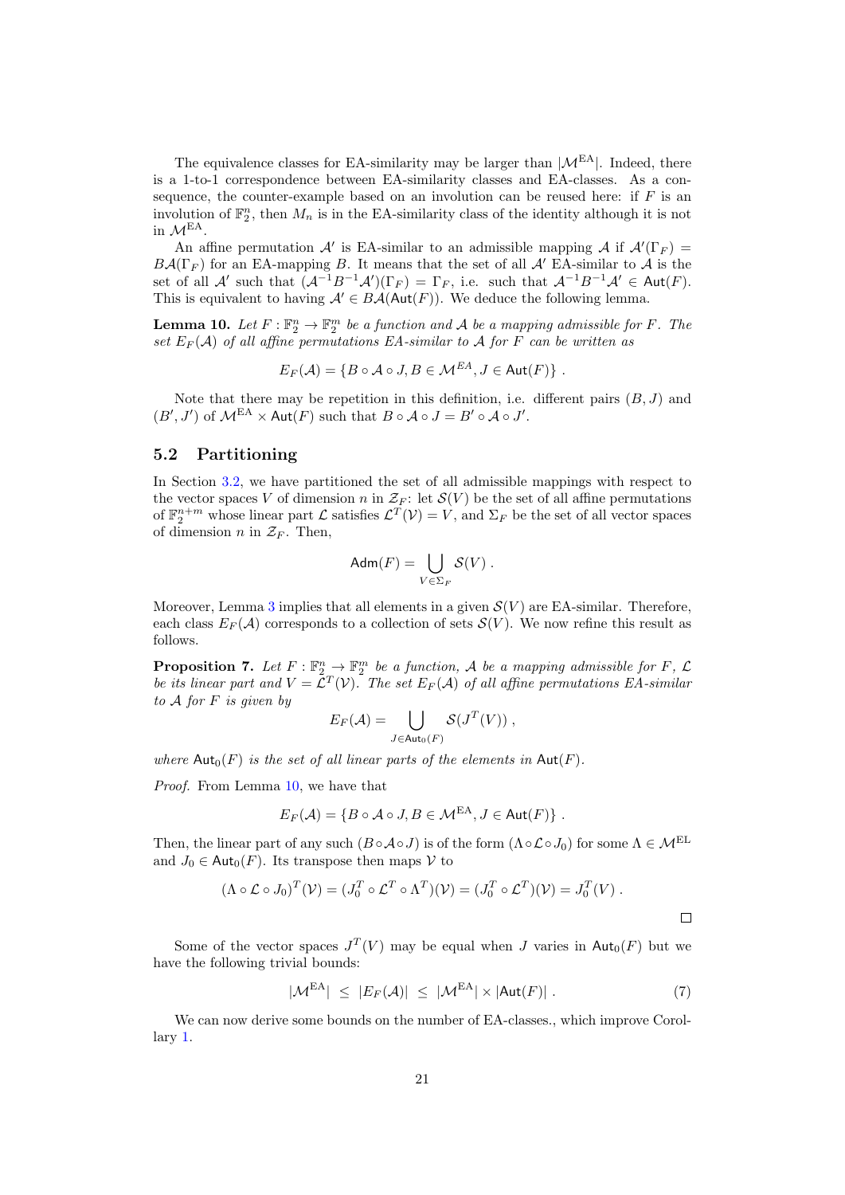The equivalence classes for EA-similarity may be larger than $|\mathcal{M}^{\text{EA}}|$. Indeed, there is a 1-to-1 correspondence between EA-similarity classes and EA-classes. As a consequence, the counter-example based on an involution can be reused here: if $F$ is an involution of $\mathbb{F}_2^n$, then $M_n$ is in the EA-similarity class of the identity although it is not in $\mathcal{M}^{\text{EA}}$.

An affine permutation $\mathcal{A}'$ is EA-similar to an admissible mapping $\mathcal{A}$ if $\mathcal{A}'(\Gamma_F) = B\mathcal{A}(\Gamma_F)$ for an EA-mapping $B$. It means that the set of all $\mathcal{A}'$ EA-similar to $\mathcal{A}$ is the set of all $\mathcal{A}'$ such that $(\mathcal{A}^{-1}B^{-1}\mathcal{A}')(\Gamma_F) = \Gamma_F$, i.e. such that $\mathcal{A}^{-1}B^{-1}\mathcal{A}' \in \mathsf{Aut}(F)$. This is equivalent to having $\mathcal{A}' \in B\mathcal{A}(\mathsf{Aut}(F))$. We deduce the following lemma.

**Lemma 10.** *Let $F : \mathbb{F}_2^n \to \mathbb{F}_2^m$ be a function and $\mathcal{A}$ be a mapping admissible for $F$. The set $E_F(\mathcal{A})$ of all affine permutations EA-similar to $\mathcal{A}$ for $F$ can be written as*

$$E_F(\mathcal{A}) = \{B \circ \mathcal{A} \circ J, B \in \mathcal{M}^{EA}, J \in \mathsf{Aut}(F)\} \ .$$

Note that there may be repetition in this definition, i.e. different pairs $(B, J)$ and $(B', J')$ of $\mathcal{M}^{\text{EA}} \times \mathsf{Aut}(F)$ such that $B \circ \mathcal{A} \circ J = B' \circ \mathcal{A} \circ J'$.

## 5.2 Partitioning

In Section 3.2, we have partitioned the set of all admissible mappings with respect to the vector spaces $V$ of dimension $n$ in $\mathcal{Z}_F$: let $\mathcal{S}(V)$ be the set of all affine permutations of $\mathbb{F}_2^{n+m}$ whose linear part $\mathcal{L}$ satisfies $\mathcal{L}^T(\mathcal{V}) = V$, and $\Sigma_F$ be the set of all vector spaces of dimension $n$ in $\mathcal{Z}_F$. Then,

$$\mathsf{Adm}(F) = \bigcup_{V \in \Sigma_F} \mathcal{S}(V) \ .$$

Moreover, Lemma 3 implies that all elements in a given $\mathcal{S}(V)$ are EA-similar. Therefore, each class $E_F(\mathcal{A})$ corresponds to a collection of sets $\mathcal{S}(V)$. We now refine this result as follows.

**Proposition 7.** *Let $F : \mathbb{F}_2^n \to \mathbb{F}_2^m$ be a function, $\mathcal{A}$ be a mapping admissible for $F$, $\mathcal{L}$ be its linear part and $V = \mathcal{L}^T(\mathcal{V})$. The set $E_F(\mathcal{A})$ of all affine permutations EA-similar to $\mathcal{A}$ for $F$ is given by*

$$E_F(\mathcal{A}) = \bigcup_{J \in \mathsf{Aut}_0(F)} \mathcal{S}(J^T(V)) \ ,$$

*where $\mathsf{Aut}_0(F)$ is the set of all linear parts of the elements in $\mathsf{Aut}(F)$.*

*Proof.* From Lemma 10, we have that

$$E_F(\mathcal{A}) = \{B \circ \mathcal{A} \circ J, B \in \mathcal{M}^{\text{EA}}, J \in \mathsf{Aut}(F)\} \ .$$

Then, the linear part of any such $(B \circ \mathcal{A} \circ J)$ is of the form $(\Lambda \circ \mathcal{L} \circ J_0)$ for some $\Lambda \in \mathcal{M}^{\text{EL}}$ and $J_0 \in \mathsf{Aut}_0(F)$. Its transpose then maps $\mathcal{V}$ to

$$(\Lambda \circ \mathcal{L} \circ J_0)^T(\mathcal{V}) = (J_0^T \circ \mathcal{L}^T \circ \Lambda^T)(\mathcal{V}) = (J_0^T \circ \mathcal{L}^T)(\mathcal{V}) = J_0^T(V) \ .$$

□

Some of the vector spaces $J^T(V)$ may be equal when $J$ varies in $\mathsf{Aut}_0(F)$ but we have the following trivial bounds:

$$|\mathcal{M}^{\text{EA}}| \ \leq \ |E_F(\mathcal{A})| \ \leq \ |\mathcal{M}^{\text{EA}}| \times |\mathsf{Aut}(F)| \ . \tag{7}$$

We can now derive some bounds on the number of EA-classes., which improve Corollary 1.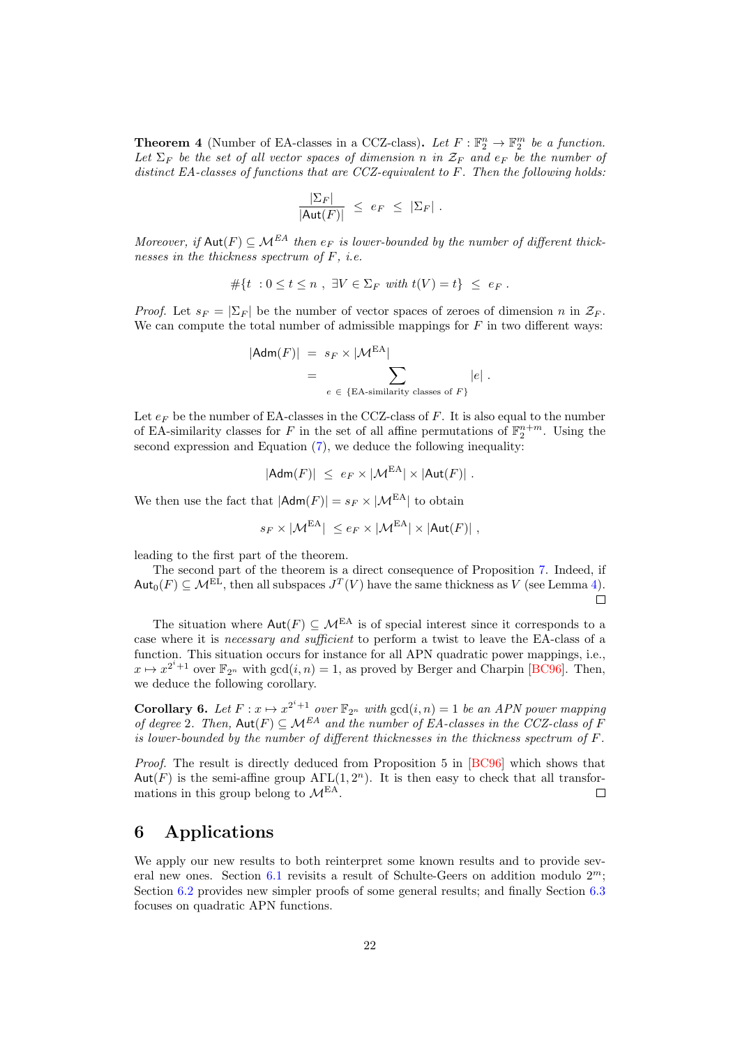**Theorem 4** (Number of EA-classes in a CCZ-class)**.** *Let $F : \mathbb{F}_2^n \to \mathbb{F}_2^m$ be a function. Let $\Sigma_F$ be the set of all vector spaces of dimension $n$ in $\mathcal{Z}_F$ and $e_F$ be the number of distinct EA-classes of functions that are CCZ-equivalent to $F$. Then the following holds:*

$$\frac{|\Sigma_F|}{|\mathsf{Aut}(F)|} \le e_F \le |\Sigma_F| \ .$$

*Moreover, if $\mathsf{Aut}(F) \subseteq \mathcal{M}^{EA}$ then $e_F$ is lower-bounded by the number of different thicknesses in the thickness spectrum of $F$, i.e.*

$$\#\{t \ : 0 \le t \le n \ , \ \exists V \in \Sigma_F \text{ with } t(V) = t\} \le e_F \ .$$

*Proof.* Let $s_F = |\Sigma_F|$ be the number of vector spaces of zeroes of dimension $n$ in $\mathcal{Z}_F$. We can compute the total number of admissible mappings for $F$ in two different ways:

$$\begin{aligned} |\mathsf{Adm}(F)| &= s_F \times |\mathcal{M}^{\text{EA}}| \\ &= \sum_{e \ \in \ \{\text{EA-similarity classes of } F\}} |e| \ . \end{aligned}$$

Let $e_F$ be the number of EA-classes in the CCZ-class of $F$. It is also equal to the number of EA-similarity classes for $F$ in the set of all affine permutations of $\mathbb{F}_2^{n+m}$. Using the second expression and Equation (7), we deduce the following inequality:

$$|\mathsf{Adm}(F)| \le e_F \times |\mathcal{M}^{\text{EA}}| \times |\mathsf{Aut}(F)| \ .$$

We then use the fact that $|\mathsf{Adm}(F)| = s_F \times |\mathcal{M}^{\text{EA}}|$ to obtain

$$s_F \times |\mathcal{M}^{\text{EA}}| \le e_F \times |\mathcal{M}^{\text{EA}}| \times |\mathsf{Aut}(F)| \ ,$$

leading to the first part of the theorem.

The second part of the theorem is a direct consequence of Proposition 7. Indeed, if $\mathsf{Aut}_0(F) \subseteq \mathcal{M}^{\text{EL}}$, then all subspaces $J^T(V)$ have the same thickness as $V$ (see Lemma 4). □

The situation where $\mathsf{Aut}(F) \subseteq \mathcal{M}^{\text{EA}}$ is of special interest since it corresponds to a case where it is *necessary and sufficient* to perform a twist to leave the EA-class of a function. This situation occurs for instance for all APN quadratic power mappings, i.e., $x \mapsto x^{2^i+1}$ over $\mathbb{F}_{2^n}$ with $\gcd(i, n) = 1$, as proved by Berger and Charpin [BC96]. Then, we deduce the following corollary.

**Corollary 6.** *Let $F : x \mapsto x^{2^i+1}$ over $\mathbb{F}_{2^n}$ with $\gcd(i, n) = 1$ be an APN power mapping of degree 2. Then, $\mathsf{Aut}(F) \subseteq \mathcal{M}^{EA}$ and the number of EA-classes in the CCZ-class of $F$ is lower-bounded by the number of different thicknesses in the thickness spectrum of $F$.*

*Proof.* The result is directly deduced from Proposition 5 in [BC96] which shows that $\mathsf{Aut}(F)$ is the semi-affine group $\mathrm{A\Gamma L}(1, 2^n)$. It is then easy to check that all transformations in this group belong to $\mathcal{M}^{\text{EA}}$. □

## 6 Applications

We apply our new results to both reinterpret some known results and to provide several new ones. Section 6.1 revisits a result of Schulte-Geers on addition modulo $2^m$; Section 6.2 provides new simpler proofs of some general results; and finally Section 6.3 focuses on quadratic APN functions.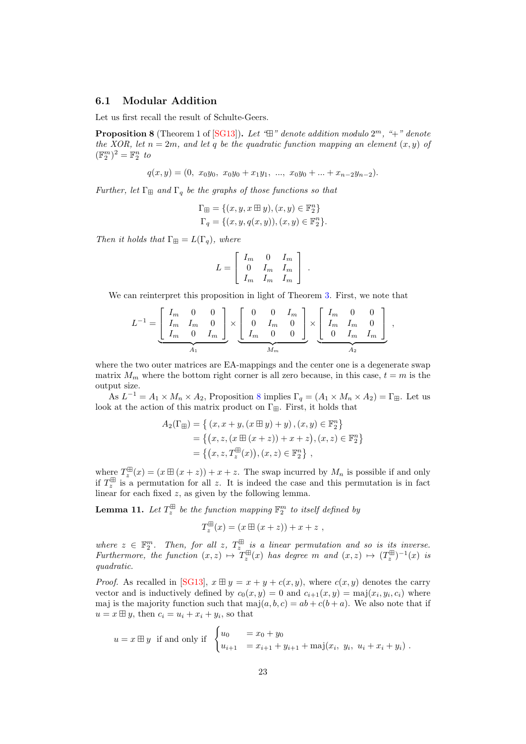### 6.1 Modular Addition

Let us first recall the result of Schulte-Geers.

**Proposition 8** (Theorem 1 of [SG13])**.** *Let "$\boxplus$" denote addition modulo $2^m$, "$+$" denote the XOR, let $n = 2m$, and let $q$ be the quadratic function mapping an element $(x, y)$ of $(\mathbb{F}_2^m)^2 = \mathbb{F}_2^n$ to*

$$q(x, y) = (0,\ x_0y_0,\ x_0y_0 + x_1y_1,\ \ldots,\ x_0y_0 + \ldots + x_{n-2}y_{n-2}).$$

*Further, let $\Gamma_\boxplus$ and $\Gamma_q$ be the graphs of those functions so that*

$$\Gamma_\boxplus = \{(x, y, x \boxplus y), (x, y) \in \mathbb{F}_2^n\}$$
$$\Gamma_q = \{(x, y, q(x, y)), (x, y) \in \mathbb{F}_2^n\}.$$

*Then it holds that $\Gamma_\boxplus = L(\Gamma_q)$, where*

$$L = \begin{bmatrix} I_m & 0 & I_m \\ 0 & I_m & I_m \\ I_m & I_m & I_m \end{bmatrix} .$$

We can reinterpret this proposition in light of Theorem 3. First, we note that

$$L^{-1} = \underbrace{\begin{bmatrix} I_m & 0 & 0 \\ I_m & I_m & 0 \\ I_m & 0 & I_m \end{bmatrix}}_{A_1} \times \underbrace{\begin{bmatrix} 0 & 0 & I_m \\ 0 & I_m & 0 \\ I_m & 0 & 0 \end{bmatrix}}_{M_m} \times \underbrace{\begin{bmatrix} I_m & 0 & 0 \\ I_m & I_m & 0 \\ 0 & I_m & I_m \end{bmatrix}}_{A_2} ,$$

where the two outer matrices are EA-mappings and the center one is a degenerate swap matrix $M_m$ where the bottom right corner is all zero because, in this case, $t = m$ is the output size.

As $L^{-1} = A_1 \times M_n \times A_2$, Proposition 8 implies $\Gamma_q = (A_1 \times M_n \times A_2) = \Gamma_\boxplus$. Let us look at the action of this matrix product on $\Gamma_\boxplus$. First, it holds that

$$\begin{aligned} A_2(\Gamma_\boxplus) &= \left\{ (x, x + y, (x \boxplus y) + y) , (x, y) \in \mathbb{F}_2^n \right\} \\ &= \left\{ \left(x, z, (x \boxplus (x + z)) + x + z\right), (x, z) \in \mathbb{F}_2^n \right\} \\ &= \left\{ \left(x, z, T_z^\boxplus(x)\right), (x, z) \in \mathbb{F}_2^n \right\} , \end{aligned}$$

where $T_z^\boxplus(x) = (x \boxplus (x + z)) + x + z$. The swap incurred by $M_n$ is possible if and only if $T_z^\boxplus$ is a permutation for all $z$. It is indeed the case and this permutation is in fact linear for each fixed $z$, as given by the following lemma.

**Lemma 11.** *Let $T_z^\boxplus$ be the function mapping $\mathbb{F}_2^m$ to itself defined by*

$$T_z^\boxplus(x) = (x \boxplus (x + z)) + x + z ,$$

*where $z \in \mathbb{F}_2^m$. Then, for all $z$, $T_z^\boxplus$ is a linear permutation and so is its inverse. Furthermore, the function $(x, z) \mapsto T_z^\boxplus(x)$ has degree $m$ and $(x, z) \mapsto (T_z^\boxplus)^{-1}(x)$ is quadratic.*

*Proof.* As recalled in [SG13], $x \boxplus y = x + y + c(x, y)$, where $c(x, y)$ denotes the carry vector and is inductively defined by $c_0(x, y) = 0$ and $c_{i+1}(x, y) = \mathrm{maj}(x_i, y_i, c_i)$ where maj is the majority function such that $\mathrm{maj}(a, b, c) = ab + c(b + a)$. We also note that if $u = x \boxplus y$, then $c_i = u_i + x_i + y_i$, so that

$$u = x \boxplus y \ \text{ if and only if } \begin{cases} u_0 &= x_0 + y_0 \\ u_{i+1} &= x_{i+1} + y_{i+1} + \mathrm{maj}(x_i,\ y_i,\ u_i + x_i + y_i) . \end{cases}$$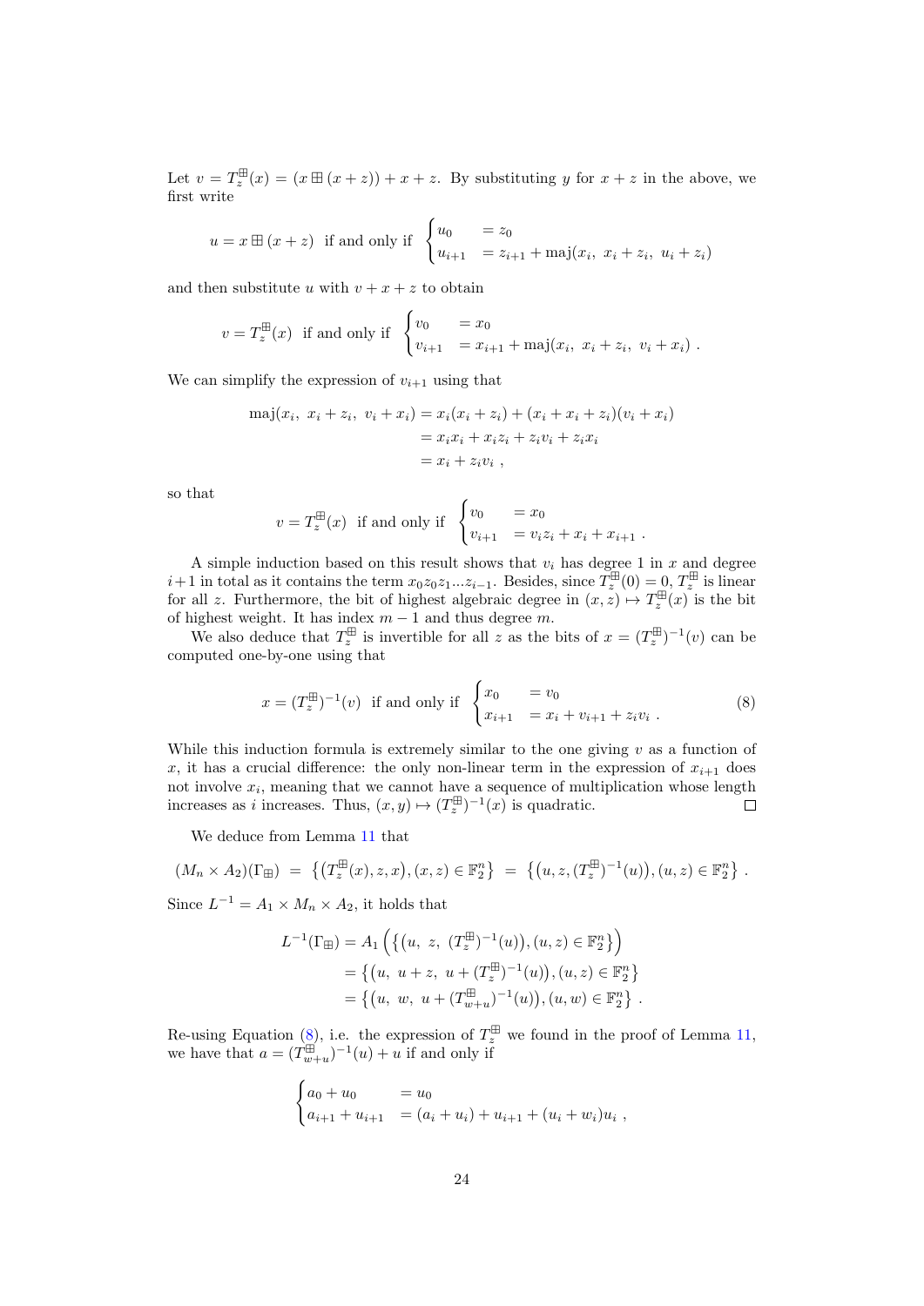Let $v = T_z^{\boxplus}(x) = (x \boxplus (x+z)) + x + z$. By substituting $y$ for $x+z$ in the above, we first write

$$u = x \boxplus (x+z) \text{ if and only if } \begin{cases} u_0 & = z_0 \\ u_{i+1} & = z_{i+1} + \text{maj}(x_i,\ x_i + z_i,\ u_i + z_i) \end{cases}$$

and then substitute $u$ with $v + x + z$ to obtain

$$v = T_z^{\boxplus}(x) \text{ if and only if } \begin{cases} v_0 & = x_0 \\ v_{i+1} & = x_{i+1} + \text{maj}(x_i,\ x_i + z_i,\ v_i + x_i)\ . \end{cases}$$

We can simplify the expression of $v_{i+1}$ using that

$$\begin{aligned} \text{maj}(x_i,\ x_i + z_i,\ v_i + x_i) &= x_i(x_i + z_i) + (x_i + x_i + z_i)(v_i + x_i) \\ &= x_i x_i + x_i z_i + z_i v_i + z_i x_i \\ &= x_i + z_i v_i\ , \end{aligned}$$

so that

$$v = T_z^{\boxplus}(x) \text{ if and only if } \begin{cases} v_0 & = x_0 \\ v_{i+1} & = v_i z_i + x_i + x_{i+1}\ . \end{cases}$$

A simple induction based on this result shows that $v_i$ has degree 1 in $x$ and degree $i+1$ in total as it contains the term $x_0 z_0 z_1 ... z_{i-1}$. Besides, since $T_z^{\boxplus}(0) = 0$, $T_z^{\boxplus}$ is linear for all $z$. Furthermore, the bit of highest algebraic degree in $(x,z) \mapsto T_z^{\boxplus}(x)$ is the bit of highest weight. It has index $m-1$ and thus degree $m$.

We also deduce that $T_z^{\boxplus}$ is invertible for all $z$ as the bits of $x = (T_z^{\boxplus})^{-1}(v)$ can be computed one-by-one using that

$$x = (T_z^{\boxplus})^{-1}(v) \text{ if and only if } \begin{cases} x_0 & = v_0 \\ x_{i+1} & = x_i + v_{i+1} + z_i v_i\ . \end{cases} \tag{8}$$

While this induction formula is extremely similar to the one giving $v$ as a function of $x$, it has a crucial difference: the only non-linear term in the expression of $x_{i+1}$ does not involve $x_i$, meaning that we cannot have a sequence of multiplication whose length increases as $i$ increases. Thus, $(x,y) \mapsto (T_z^{\boxplus})^{-1}(x)$ is quadratic. $\square$

We deduce from Lemma 11 that

$$(M_n \times A_2)(\Gamma_{\boxplus}) = \left\{ \left(T_z^{\boxplus}(x), z, x\right), (x,z) \in \mathbb{F}_2^n \right\} = \left\{ \left(u, z, (T_z^{\boxplus})^{-1}(u)\right), (u,z) \in \mathbb{F}_2^n \right\}\ .$$

Since $L^{-1} = A_1 \times M_n \times A_2$, it holds that

$$\begin{aligned} L^{-1}(\Gamma_{\boxplus}) &= A_1 \left( \left\{ \left(u,\ z,\ (T_z^{\boxplus})^{-1}(u)\right), (u,z) \in \mathbb{F}_2^n \right\} \right) \\ &= \left\{ \left(u,\ u+z,\ u + (T_z^{\boxplus})^{-1}(u)\right), (u,z) \in \mathbb{F}_2^n \right\} \\ &= \left\{ \left(u,\ w,\ u + (T_{w+u}^{\boxplus})^{-1}(u)\right), (u,w) \in \mathbb{F}_2^n \right\}\ . \end{aligned}$$

Re-using Equation (8), i.e. the expression of $T_z^{\boxplus}$ we found in the proof of Lemma 11, we have that $a = (T_{w+u}^{\boxplus})^{-1}(u) + u$ if and only if

$$\begin{cases} a_0 + u_0 & = u_0 \\ a_{i+1} + u_{i+1} & = (a_i + u_i) + u_{i+1} + (u_i + w_i)u_i\ , \end{cases}$$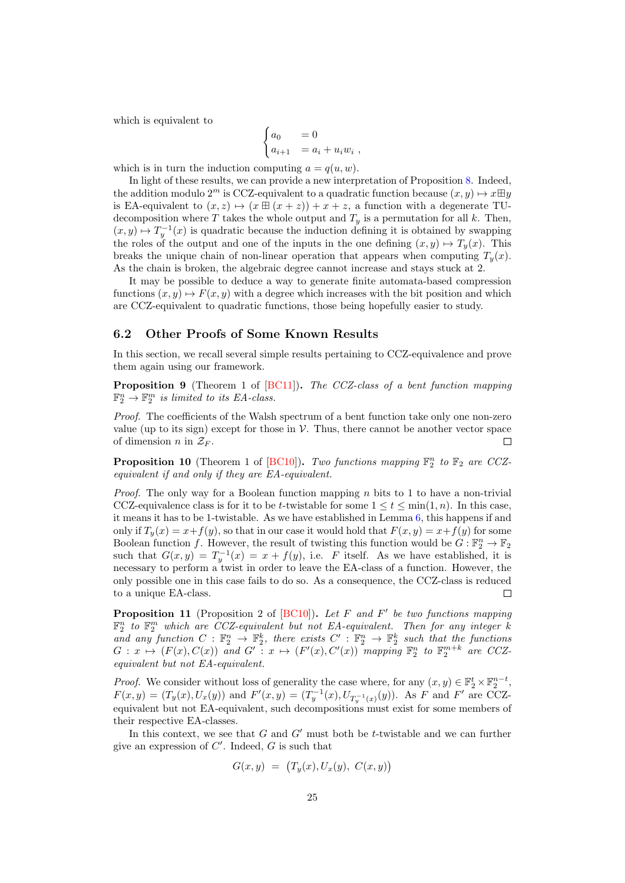which is equivalent to

$$\begin{cases} a_0 & = 0 \\ a_{i+1} & = a_i + u_i w_i \ , \end{cases}$$

which is in turn the induction computing $a = q(u, w)$.

In light of these results, we can provide a new interpretation of Proposition 8. Indeed, the addition modulo $2^m$ is CCZ-equivalent to a quadratic function because $(x, y) \mapsto x \boxplus y$ is EA-equivalent to $(x, z) \mapsto (x \boxplus (x + z)) + x + z$, a function with a degenerate TU-decomposition where $T$ takes the whole output and $T_y$ is a permutation for all $k$. Then, $(x, y) \mapsto T_y^{-1}(x)$ is quadratic because the induction defining it is obtained by swapping the roles of the output and one of the inputs in the one defining $(x, y) \mapsto T_y(x)$. This breaks the unique chain of non-linear operation that appears when computing $T_y(x)$. As the chain is broken, the algebraic degree cannot increase and stays stuck at 2.

It may be possible to deduce a way to generate finite automata-based compression functions $(x, y) \mapsto F(x, y)$ with a degree which increases with the bit position and which are CCZ-equivalent to quadratic functions, those being hopefully easier to study.

## 6.2 Other Proofs of Some Known Results

In this section, we recall several simple results pertaining to CCZ-equivalence and prove them again using our framework.

**Proposition 9** (Theorem 1 of [BC11]). *The CCZ-class of a bent function mapping $\mathbb{F}_2^n \to \mathbb{F}_2^m$ is limited to its EA-class.*

*Proof.* The coefficients of the Walsh spectrum of a bent function take only one non-zero value (up to its sign) except for those in $\mathcal{V}$. Thus, there cannot be another vector space of dimension $n$ in $\mathcal{Z}_F$. □

**Proposition 10** (Theorem 1 of [BC10]). *Two functions mapping $\mathbb{F}_2^n$ to $\mathbb{F}_2$ are CCZ-equivalent if and only if they are EA-equivalent.*

*Proof.* The only way for a Boolean function mapping $n$ bits to 1 to have a non-trivial CCZ-equivalence class is for it to be $t$-twistable for some $1 \leq t \leq \min(1, n)$. In this case, it means it has to be 1-twistable. As we have established in Lemma 6, this happens if and only if $T_y(x) = x + f(y)$, so that in our case it would hold that $F(x, y) = x + f(y)$ for some Boolean function $f$. However, the result of twisting this function would be $G : \mathbb{F}_2^n \to \mathbb{F}_2$ such that $G(x, y) = T_y^{-1}(x) = x + f(y)$, i.e. $F$ itself. As we have established, it is necessary to perform a twist in order to leave the EA-class of a function. However, the only possible one in this case fails to do so. As a consequence, the CCZ-class is reduced to a unique EA-class. □

**Proposition 11** (Proposition 2 of [BC10]). *Let $F$ and $F'$ be two functions mapping $\mathbb{F}_2^n$ to $\mathbb{F}_2^m$ which are CCZ-equivalent but not EA-equivalent. Then for any integer $k$ and any function $C : \mathbb{F}_2^n \to \mathbb{F}_2^k$, there exists $C' : \mathbb{F}_2^n \to \mathbb{F}_2^k$ such that the functions $G : x \mapsto (F(x), C(x))$ and $G' : x \mapsto (F'(x), C'(x))$ mapping $\mathbb{F}_2^n$ to $\mathbb{F}_2^{m+k}$ are CCZ-equivalent but not EA-equivalent.*

*Proof.* We consider without loss of generality the case where, for any $(x, y) \in \mathbb{F}_2^t \times \mathbb{F}_2^{n-t}$, $F(x, y) = (T_y(x), U_x(y))$ and $F'(x, y) = (T_y^{-1}(x), U_{T_y^{-1}(x)}(y))$. As $F$ and $F'$ are CCZ-equivalent but not EA-equivalent, such decompositions must exist for some members of their respective EA-classes.

In this context, we see that $G$ and $G'$ must both be $t$-twistable and we can further give an expression of $C'$. Indeed, $G$ is such that

$$G(x, y) \ = \ \big(T_y(x), U_x(y), \ C(x, y)\big)$$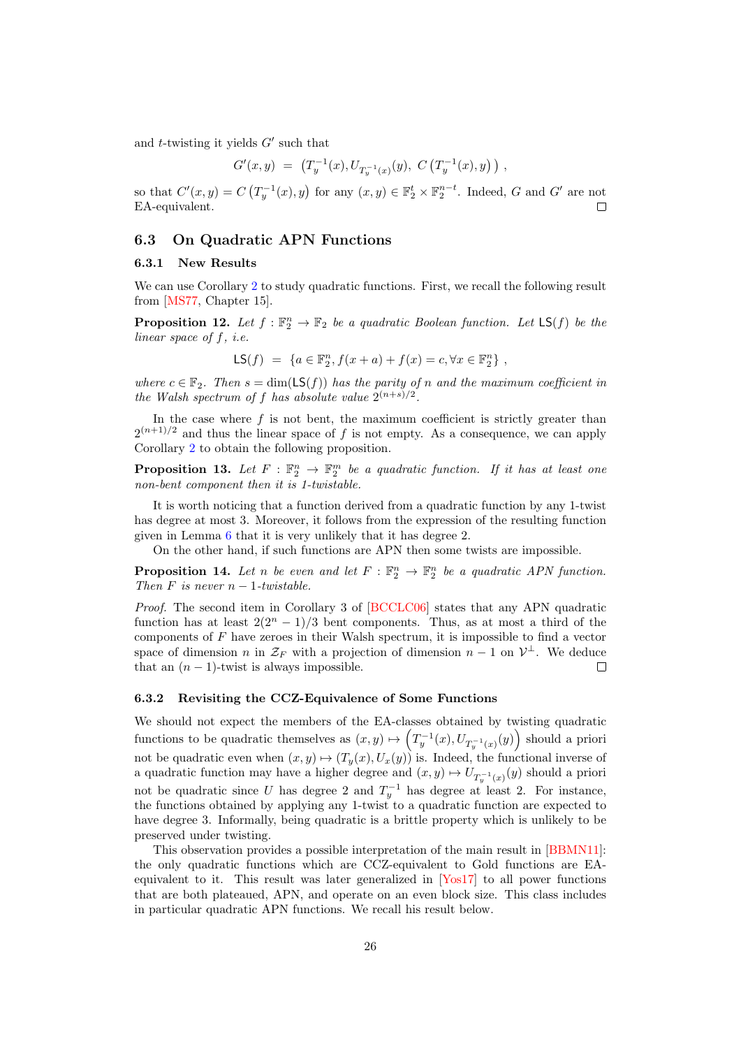and $t$-twisting it yields $G'$ such that

$$G'(x,y) \;=\; \left(T_y^{-1}(x), U_{T_y^{-1}(x)}(y),\; C\left(T_y^{-1}(x), y\right)\right) \,,$$

so that $C'(x,y) = C\left(T_y^{-1}(x), y\right)$ for any $(x,y) \in \mathbb{F}_2^t \times \mathbb{F}_2^{n-t}$. Indeed, $G$ and $G'$ are not EA-equivalent. □

## 6.3 On Quadratic APN Functions

### 6.3.1 New Results

We can use Corollary 2 to study quadratic functions. First, we recall the following result from [MS77, Chapter 15].

**Proposition 12.** *Let $f : \mathbb{F}_2^n \to \mathbb{F}_2$ be a quadratic Boolean function. Let $\mathsf{LS}(f)$ be the linear space of $f$, i.e.*

$$\mathsf{LS}(f) \;=\; \{a \in \mathbb{F}_2^n, f(x+a) + f(x) = c, \forall x \in \mathbb{F}_2^n\} \,,$$

*where $c \in \mathbb{F}_2$. Then $s = \dim(\mathsf{LS}(f))$ has the parity of $n$ and the maximum coefficient in the Walsh spectrum of $f$ has absolute value $2^{(n+s)/2}$.*

In the case where $f$ is not bent, the maximum coefficient is strictly greater than $2^{(n+1)/2}$ and thus the linear space of $f$ is not empty. As a consequence, we can apply Corollary 2 to obtain the following proposition.

**Proposition 13.** *Let $F : \mathbb{F}_2^n \to \mathbb{F}_2^m$ be a quadratic function. If it has at least one non-bent component then it is 1-twistable.*

It is worth noticing that a function derived from a quadratic function by any 1-twist has degree at most 3. Moreover, it follows from the expression of the resulting function given in Lemma 6 that it is very unlikely that it has degree 2.

On the other hand, if such functions are APN then some twists are impossible.

**Proposition 14.** *Let $n$ be even and let $F : \mathbb{F}_2^n \to \mathbb{F}_2^n$ be a quadratic APN function. Then $F$ is never $n-1$-twistable.*

*Proof.* The second item in Corollary 3 of [BCCLC06] states that any APN quadratic function has at least $2(2^n - 1)/3$ bent components. Thus, as at most a third of the components of $F$ have zeroes in their Walsh spectrum, it is impossible to find a vector space of dimension $n$ in $\mathcal{Z}_F$ with a projection of dimension $n-1$ on $\mathcal{V}^{\perp}$. We deduce that an $(n-1)$-twist is always impossible. □

### 6.3.2 Revisiting the CCZ-Equivalence of Some Functions

We should not expect the members of the EA-classes obtained by twisting quadratic functions to be quadratic themselves as $(x,y) \mapsto \left(T_y^{-1}(x), U_{T_y^{-1}(x)}(y)\right)$ should a priori not be quadratic even when $(x,y) \mapsto (T_y(x), U_x(y))$ is. Indeed, the functional inverse of a quadratic function may have a higher degree and $(x,y) \mapsto U_{T_y^{-1}(x)}(y)$ should a priori not be quadratic since $U$ has degree 2 and $T_y^{-1}$ has degree at least 2. For instance, the functions obtained by applying any 1-twist to a quadratic function are expected to have degree 3. Informally, being quadratic is a brittle property which is unlikely to be preserved under twisting.

This observation provides a possible interpretation of the main result in [BBMN11]: the only quadratic functions which are CCZ-equivalent to Gold functions are EA-equivalent to it. This result was later generalized in [Yos17] to all power functions that are both plateaued, APN, and operate on an even block size. This class includes in particular quadratic APN functions. We recall his result below.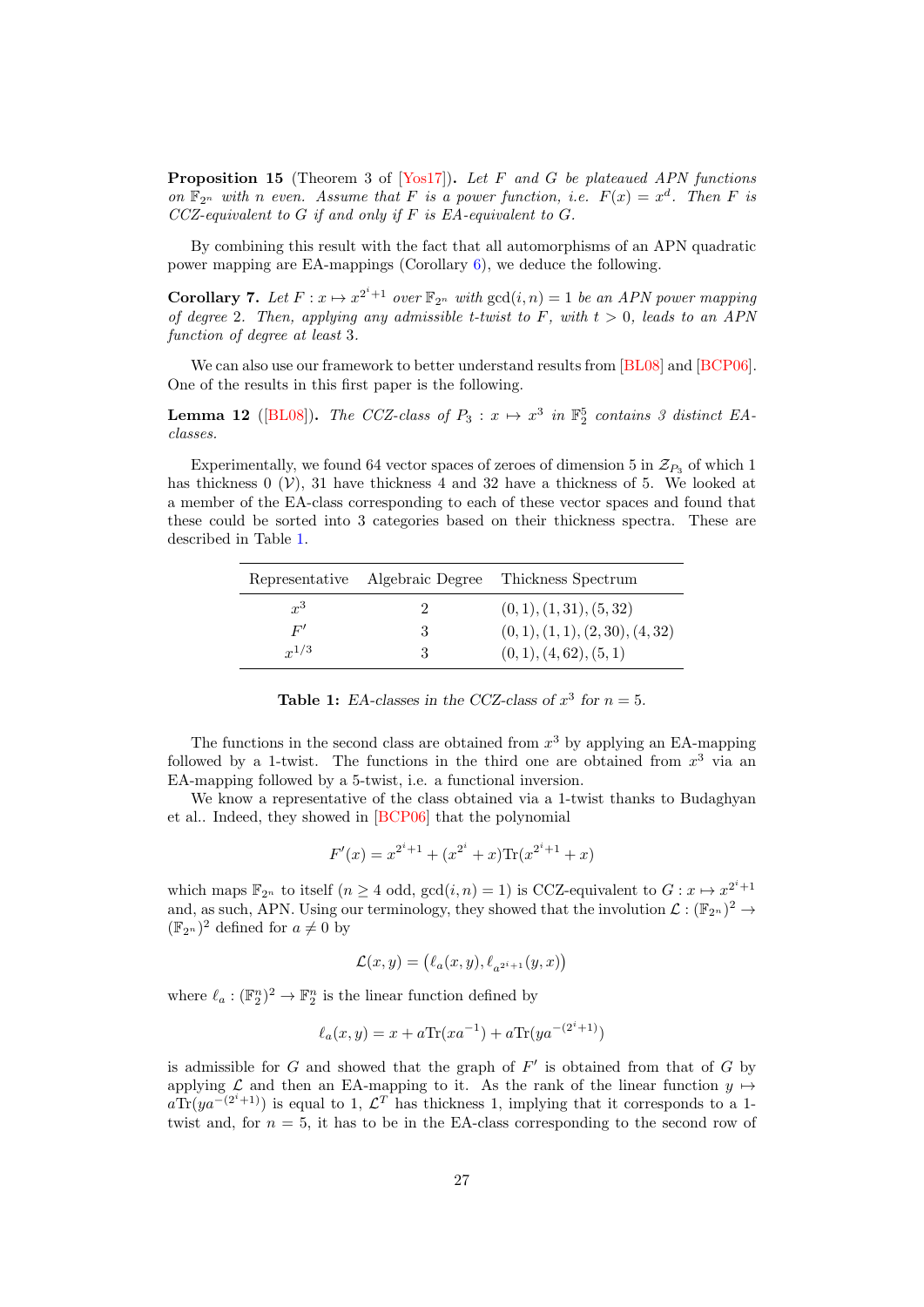**Proposition 15** (Theorem 3 of [Yos17])**.** *Let $F$ and $G$ be plateaued APN functions on $\mathbb{F}_{2^n}$ with $n$ even. Assume that $F$ is a power function, i.e. $F(x) = x^d$. Then $F$ is CCZ-equivalent to $G$ if and only if $F$ is EA-equivalent to $G$.*

By combining this result with the fact that all automorphisms of an APN quadratic power mapping are EA-mappings (Corollary 6), we deduce the following.

**Corollary 7.** *Let $F : x \mapsto x^{2^i+1}$ over $\mathbb{F}_{2^n}$ with $\gcd(i, n) = 1$ be an APN power mapping of degree 2. Then, applying any admissible $t$-twist to $F$, with $t > 0$, leads to an APN function of degree at least 3.*

We can also use our framework to better understand results from [BL08] and [BCP06]. One of the results in this first paper is the following.

**Lemma 12** ([BL08])**.** *The CCZ-class of $P_3 : x \mapsto x^3$ in $\mathbb{F}_2^5$ contains 3 distinct EA-classes.*

Experimentally, we found 64 vector spaces of zeroes of dimension 5 in $\mathcal{Z}_{P_3}$ of which 1 has thickness 0 ($\mathcal{V}$), 31 have thickness 4 and 32 have a thickness of 5. We looked at a member of the EA-class corresponding to each of these vector spaces and found that these could be sorted into 3 categories based on their thickness spectra. These are described in Table 1.

| Representative | Algebraic Degree | Thickness Spectrum |
|---|---|---|
| $x^3$ | 2 | $(0, 1), (1, 31), (5, 32)$ |
| $F'$ | 3 | $(0, 1), (1, 1), (2, 30), (4, 32)$ |
| $x^{1/3}$ | 3 | $(0, 1), (4, 62), (5, 1)$ |

**Table 1:** *EA-classes in the CCZ-class of $x^3$ for $n = 5$.*

The functions in the second class are obtained from $x^3$ by applying an EA-mapping followed by a 1-twist. The functions in the third one are obtained from $x^3$ via an EA-mapping followed by a 5-twist, i.e. a functional inversion.

We know a representative of the class obtained via a 1-twist thanks to Budaghyan et al.. Indeed, they showed in [BCP06] that the polynomial

$$F'(x) = x^{2^i+1} + (x^{2^i} + x)\mathrm{Tr}(x^{2^i+1} + x)$$

which maps $\mathbb{F}_{2^n}$ to itself ($n \geq 4$ odd, $\gcd(i, n) = 1$) is CCZ-equivalent to $G : x \mapsto x^{2^i+1}$ and, as such, APN. Using our terminology, they showed that the involution $\mathcal{L} : (\mathbb{F}_{2^n})^2 \to (\mathbb{F}_{2^n})^2$ defined for $a \neq 0$ by

$$\mathcal{L}(x, y) = \big(\ell_a(x, y), \ell_{a^{2^i+1}}(y, x)\big)$$

where $\ell_a : (\mathbb{F}_2^n)^2 \to \mathbb{F}_2^n$ is the linear function defined by

$$\ell_a(x, y) = x + a\mathrm{Tr}(xa^{-1}) + a\mathrm{Tr}(ya^{-(2^i+1)})$$

is admissible for $G$ and showed that the graph of $F'$ is obtained from that of $G$ by applying $\mathcal{L}$ and then an EA-mapping to it. As the rank of the linear function $y \mapsto a\mathrm{Tr}(ya^{-(2^i+1)})$ is equal to 1, $\mathcal{L}^T$ has thickness 1, implying that it corresponds to a 1-twist and, for $n = 5$, it has to be in the EA-class corresponding to the second row of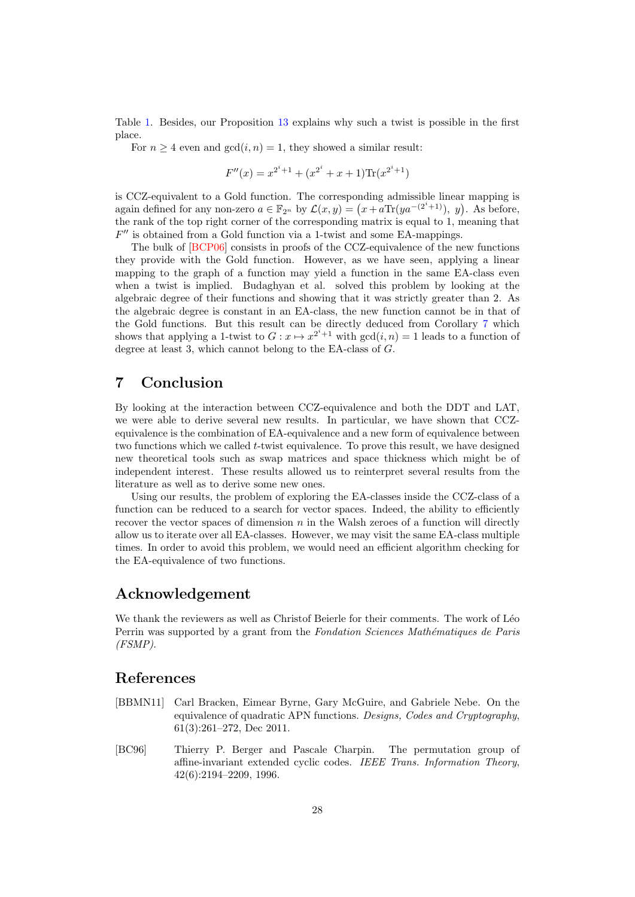Table 1. Besides, our Proposition 13 explains why such a twist is possible in the first place.

For $n \geq 4$ even and $\gcd(i, n) = 1$, they showed a similar result:

$$F''(x) = x^{2^i+1} + (x^{2^i} + x + 1)\mathrm{Tr}(x^{2^i+1})$$

is CCZ-equivalent to a Gold function. The corresponding admissible linear mapping is again defined for any non-zero $a \in \mathbb{F}_{2^n}$ by $\mathcal{L}(x, y) = \big(x + a\mathrm{Tr}(ya^{-(2^i+1)}),\ y\big)$. As before, the rank of the top right corner of the corresponding matrix is equal to 1, meaning that $F''$ is obtained from a Gold function via a 1-twist and some EA-mappings.

The bulk of [BCP06] consists in proofs of the CCZ-equivalence of the new functions they provide with the Gold function. However, as we have seen, applying a linear mapping to the graph of a function may yield a function in the same EA-class even when a twist is implied. Budaghyan et al. solved this problem by looking at the algebraic degree of their functions and showing that it was strictly greater than 2. As the algebraic degree is constant in an EA-class, the new function cannot be in that of the Gold functions. But this result can be directly deduced from Corollary 7 which shows that applying a 1-twist to $G : x \mapsto x^{2^i+1}$ with $\gcd(i, n) = 1$ leads to a function of degree at least 3, which cannot belong to the EA-class of $G$.

# 7 Conclusion

By looking at the interaction between CCZ-equivalence and both the DDT and LAT, we were able to derive several new results. In particular, we have shown that CCZ-equivalence is the combination of EA-equivalence and a new form of equivalence between two functions which we called $t$-twist equivalence. To prove this result, we have designed new theoretical tools such as swap matrices and space thickness which might be of independent interest. These results allowed us to reinterpret several results from the literature as well as to derive some new ones.

Using our results, the problem of exploring the EA-classes inside the CCZ-class of a function can be reduced to a search for vector spaces. Indeed, the ability to efficiently recover the vector spaces of dimension $n$ in the Walsh zeroes of a function will directly allow us to iterate over all EA-classes. However, we may visit the same EA-class multiple times. In order to avoid this problem, we would need an efficient algorithm checking for the EA-equivalence of two functions.

# Acknowledgement

We thank the reviewers as well as Christof Beierle for their comments. The work of Léo Perrin was supported by a grant from the *Fondation Sciences Mathématiques de Paris (FSMP)*.

# References

[BBMN11] Carl Bracken, Eimear Byrne, Gary McGuire, and Gabriele Nebe. On the equivalence of quadratic APN functions. *Designs, Codes and Cryptography*, 61(3):261–272, Dec 2011.

[BC96] Thierry P. Berger and Pascale Charpin. The permutation group of affine-invariant extended cyclic codes. *IEEE Trans. Information Theory*, 42(6):2194–2209, 1996.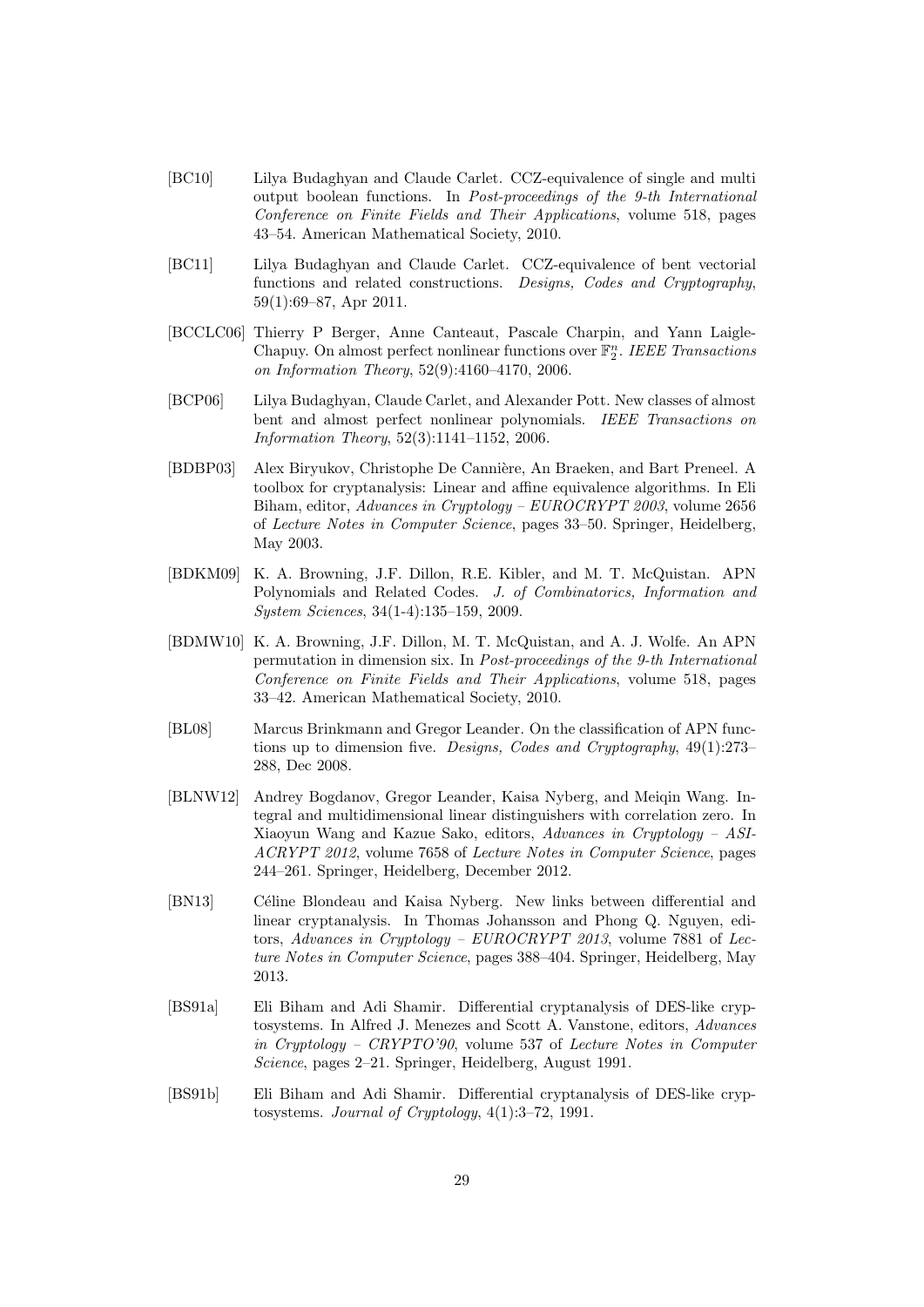[BC10] Lilya Budaghyan and Claude Carlet. CCZ-equivalence of single and multi output boolean functions. In *Post-proceedings of the 9-th International Conference on Finite Fields and Their Applications*, volume 518, pages 43–54. American Mathematical Society, 2010.

[BC11] Lilya Budaghyan and Claude Carlet. CCZ-equivalence of bent vectorial functions and related constructions. *Designs, Codes and Cryptography*, 59(1):69–87, Apr 2011.

[BCCLC06] Thierry P Berger, Anne Canteaut, Pascale Charpin, and Yann Laigle-Chapuy. On almost perfect nonlinear functions over $\mathbb{F}_2^n$. *IEEE Transactions on Information Theory*, 52(9):4160–4170, 2006.

[BCP06] Lilya Budaghyan, Claude Carlet, and Alexander Pott. New classes of almost bent and almost perfect nonlinear polynomials. *IEEE Transactions on Information Theory*, 52(3):1141–1152, 2006.

[BDBP03] Alex Biryukov, Christophe De Cannière, An Braeken, and Bart Preneel. A toolbox for cryptanalysis: Linear and affine equivalence algorithms. In Eli Biham, editor, *Advances in Cryptology – EUROCRYPT 2003*, volume 2656 of *Lecture Notes in Computer Science*, pages 33–50. Springer, Heidelberg, May 2003.

[BDKM09] K. A. Browning, J.F. Dillon, R.E. Kibler, and M. T. McQuistan. APN Polynomials and Related Codes. *J. of Combinatorics, Information and System Sciences*, 34(1-4):135–159, 2009.

[BDMW10] K. A. Browning, J.F. Dillon, M. T. McQuistan, and A. J. Wolfe. An APN permutation in dimension six. In *Post-proceedings of the 9-th International Conference on Finite Fields and Their Applications*, volume 518, pages 33–42. American Mathematical Society, 2010.

[BL08] Marcus Brinkmann and Gregor Leander. On the classification of APN functions up to dimension five. *Designs, Codes and Cryptography*, 49(1):273–288, Dec 2008.

[BLNW12] Andrey Bogdanov, Gregor Leander, Kaisa Nyberg, and Meiqin Wang. Integral and multidimensional linear distinguishers with correlation zero. In Xiaoyun Wang and Kazue Sako, editors, *Advances in Cryptology – ASIACRYPT 2012*, volume 7658 of *Lecture Notes in Computer Science*, pages 244–261. Springer, Heidelberg, December 2012.

[BN13] Céline Blondeau and Kaisa Nyberg. New links between differential and linear cryptanalysis. In Thomas Johansson and Phong Q. Nguyen, editors, *Advances in Cryptology – EUROCRYPT 2013*, volume 7881 of *Lecture Notes in Computer Science*, pages 388–404. Springer, Heidelberg, May 2013.

[BS91a] Eli Biham and Adi Shamir. Differential cryptanalysis of DES-like cryptosystems. In Alfred J. Menezes and Scott A. Vanstone, editors, *Advances in Cryptology – CRYPTO'90*, volume 537 of *Lecture Notes in Computer Science*, pages 2–21. Springer, Heidelberg, August 1991.

[BS91b] Eli Biham and Adi Shamir. Differential cryptanalysis of DES-like cryptosystems. *Journal of Cryptology*, 4(1):3–72, 1991.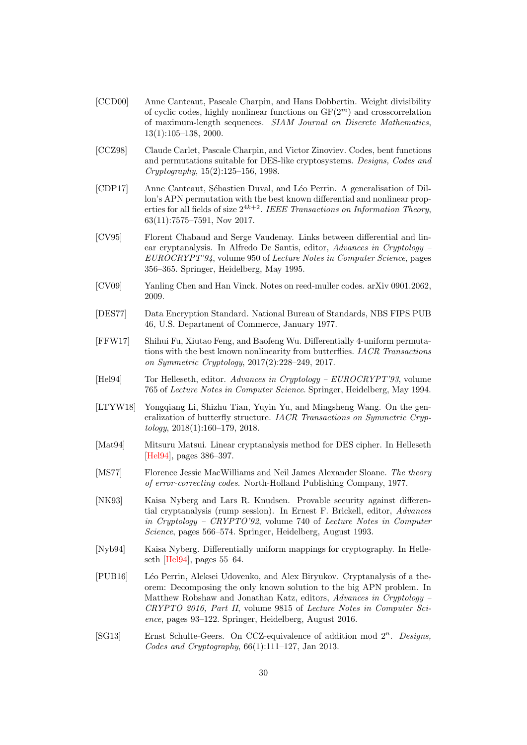[CCD00] Anne Canteaut, Pascale Charpin, and Hans Dobbertin. Weight divisibility of cyclic codes, highly nonlinear functions on $\mathrm{GF}(2^m)$ and crosscorrelation of maximum-length sequences. *SIAM Journal on Discrete Mathematics*, 13(1):105–138, 2000.

[CCZ98] Claude Carlet, Pascale Charpin, and Victor Zinoviev. Codes, bent functions and permutations suitable for DES-like cryptosystems. *Designs, Codes and Cryptography*, 15(2):125–156, 1998.

[CDP17] Anne Canteaut, Sébastien Duval, and Léo Perrin. A generalisation of Dillon's APN permutation with the best known differential and nonlinear properties for all fields of size $2^{4k+2}$. *IEEE Transactions on Information Theory*, 63(11):7575–7591, Nov 2017.

[CV95] Florent Chabaud and Serge Vaudenay. Links between differential and linear cryptanalysis. In Alfredo De Santis, editor, *Advances in Cryptology – EUROCRYPT'94*, volume 950 of *Lecture Notes in Computer Science*, pages 356–365. Springer, Heidelberg, May 1995.

[CV09] Yanling Chen and Han Vinck. Notes on reed-muller codes. arXiv 0901.2062, 2009.

[DES77] Data Encryption Standard. National Bureau of Standards, NBS FIPS PUB 46, U.S. Department of Commerce, January 1977.

[FFW17] Shihui Fu, Xiutao Feng, and Baofeng Wu. Differentially 4-uniform permutations with the best known nonlinearity from butterflies. *IACR Transactions on Symmetric Cryptology*, 2017(2):228–249, 2017.

[Hel94] Tor Helleseth, editor. *Advances in Cryptology – EUROCRYPT'93*, volume 765 of *Lecture Notes in Computer Science*. Springer, Heidelberg, May 1994.

[LTYW18] Yongqiang Li, Shizhu Tian, Yuyin Yu, and Mingsheng Wang. On the generalization of butterfly structure. *IACR Transactions on Symmetric Cryptology*, 2018(1):160–179, 2018.

[Mat94] Mitsuru Matsui. Linear cryptanalysis method for DES cipher. In Helleseth [Hel94], pages 386–397.

[MS77] Florence Jessie MacWilliams and Neil James Alexander Sloane. *The theory of error-correcting codes*. North-Holland Publishing Company, 1977.

[NK93] Kaisa Nyberg and Lars R. Knudsen. Provable security against differential cryptanalysis (rump session). In Ernest F. Brickell, editor, *Advances in Cryptology – CRYPTO'92*, volume 740 of *Lecture Notes in Computer Science*, pages 566–574. Springer, Heidelberg, August 1993.

[Nyb94] Kaisa Nyberg. Differentially uniform mappings for cryptography. In Helleseth [Hel94], pages 55–64.

[PUB16] Léo Perrin, Aleksei Udovenko, and Alex Biryukov. Cryptanalysis of a theorem: Decomposing the only known solution to the big APN problem. In Matthew Robshaw and Jonathan Katz, editors, *Advances in Cryptology – CRYPTO 2016, Part II*, volume 9815 of *Lecture Notes in Computer Science*, pages 93–122. Springer, Heidelberg, August 2016.

[SG13] Ernst Schulte-Geers. On CCZ-equivalence of addition mod $2^n$. *Designs, Codes and Cryptography*, 66(1):111–127, Jan 2013.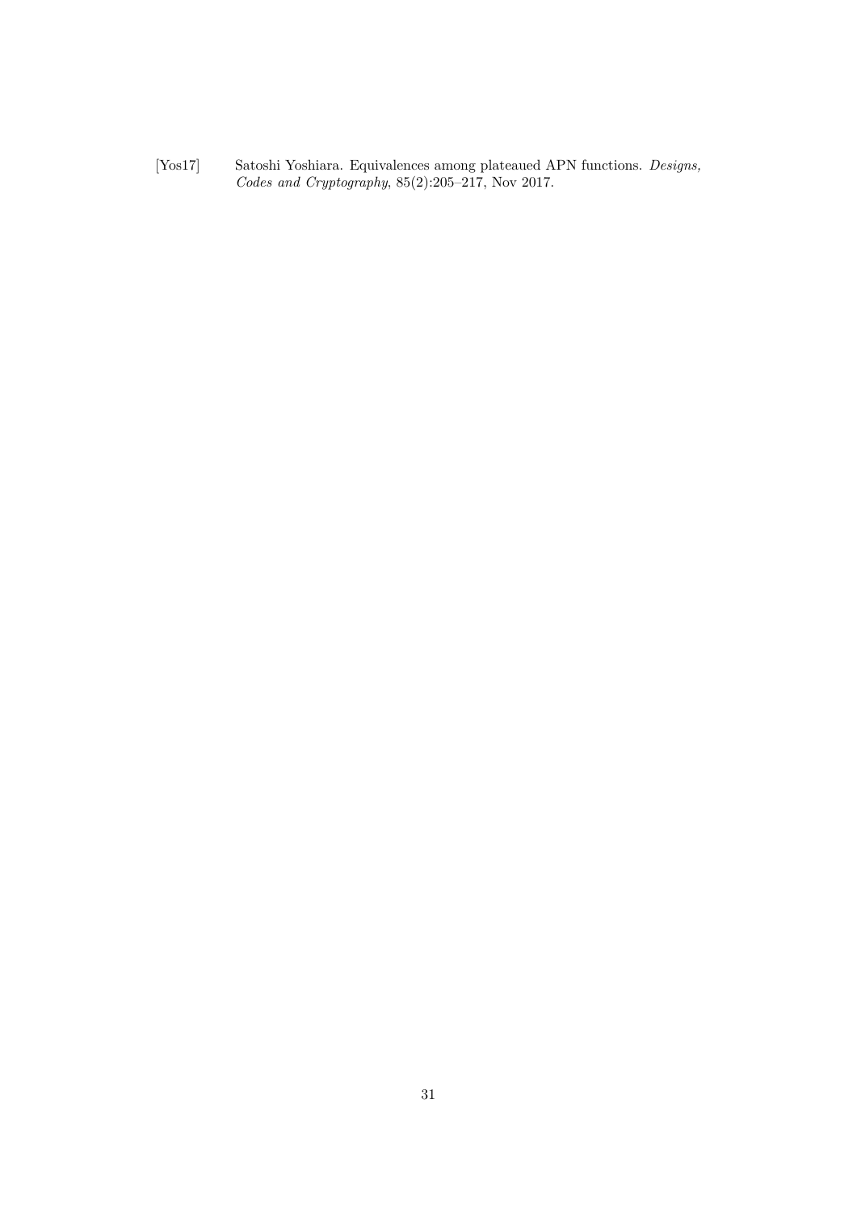[Yos17] Satoshi Yoshiara. Equivalences among plateaued APN functions. *Designs, Codes and Cryptography*, 85(2):205–217, Nov 2017.